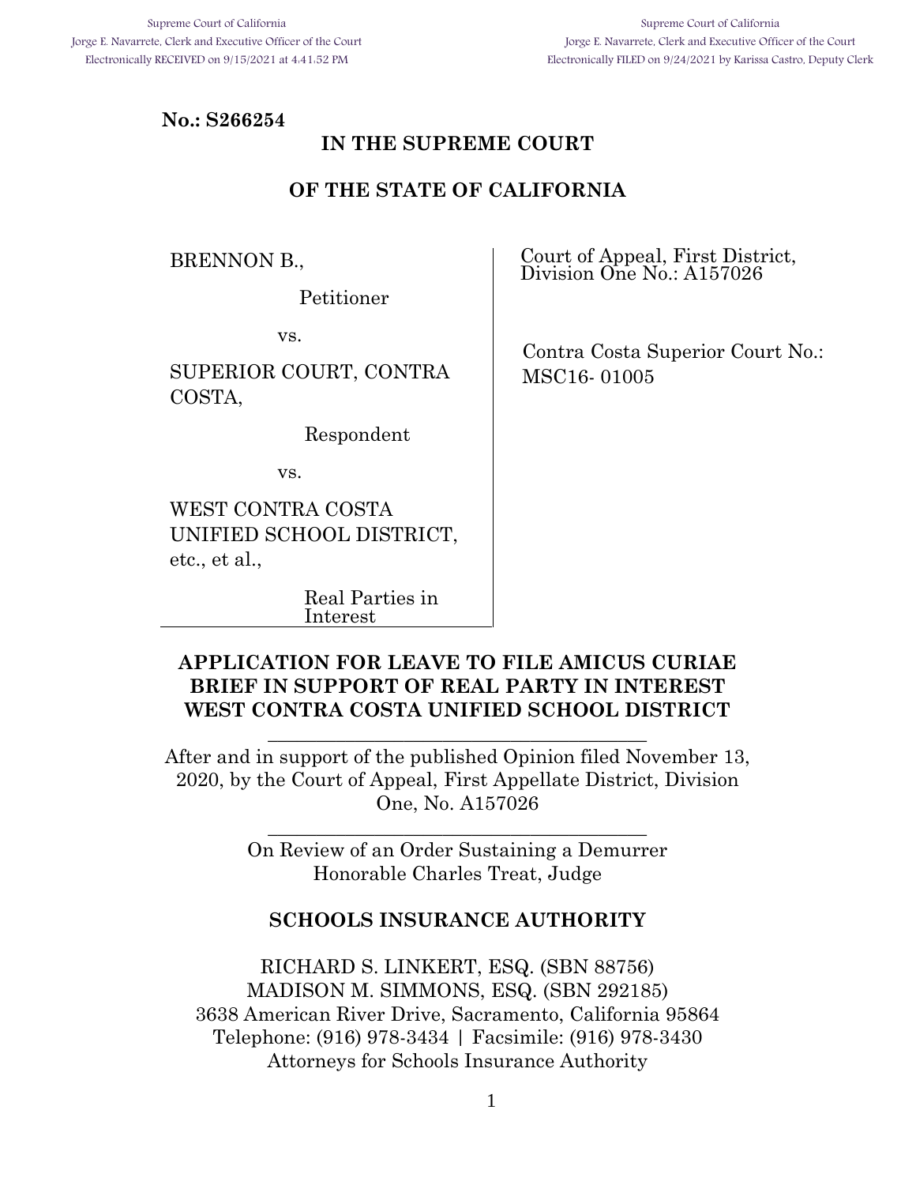Supreme Court of California
Jorge E. Navarrete, Clerk and Executive Officer of the Court
Electronically RECEIVED on 9/15/2021 at 4:41:52 PM

Supreme Court of California
Jorge E. Navarrete, Clerk and Executive Officer of the Court
Electronically FILED on 9/24/2021 by Karissa Castro, Deputy Clerk

**No.: S266254**

**IN THE SUPREME COURT**

**OF THE STATE OF CALIFORNIA**

BRENNON B.,

Petitioner

vs.

SUPERIOR COURT, CONTRA COSTA,

Respondent

vs.

WEST CONTRA COSTA UNIFIED SCHOOL DISTRICT, etc., et al.,

Real Parties in Interest

Court of Appeal, First District, Division One No.: A157026

Contra Costa Superior Court No.: MSC16- 01005

**APPLICATION FOR LEAVE TO FILE AMICUS CURIAE BRIEF IN SUPPORT OF REAL PARTY IN INTEREST WEST CONTRA COSTA UNIFIED SCHOOL DISTRICT**

---

After and in support of the published Opinion filed November 13, 2020, by the Court of Appeal, First Appellate District, Division One, No. A157026

---

On Review of an Order Sustaining a Demurrer
Honorable Charles Treat, Judge

**SCHOOLS INSURANCE AUTHORITY**

RICHARD S. LINKERT, ESQ. (SBN 88756)
MADISON M. SIMMONS, ESQ. (SBN 292185)
3638 American River Drive, Sacramento, California 95864
Telephone: (916) 978-3434 | Facsimile: (916) 978-3430
Attorneys for Schools Insurance Authority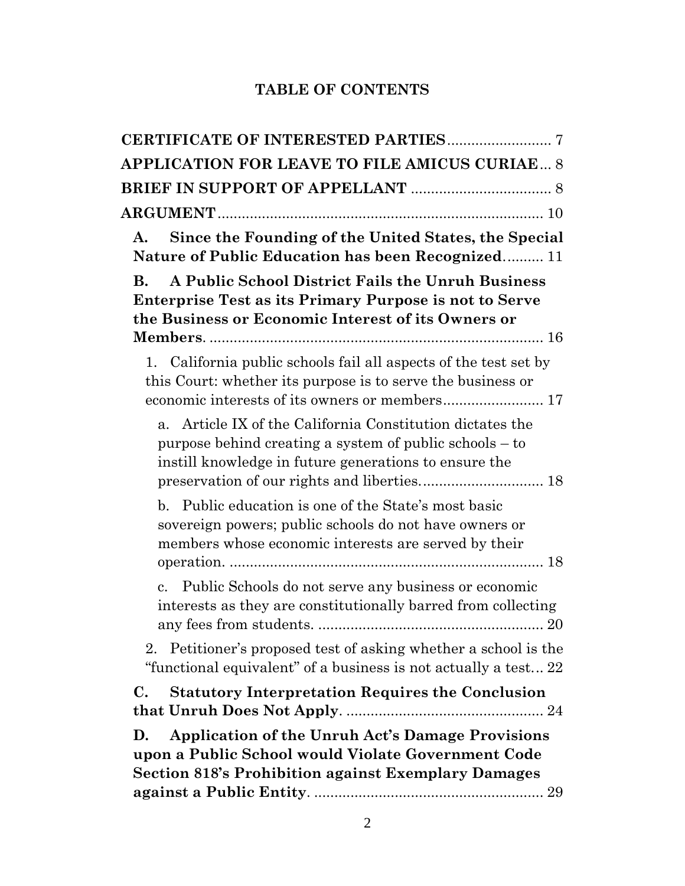# TABLE OF CONTENTS

**CERTIFICATE OF INTERESTED PARTIES** .......................... 7

**APPLICATION FOR LEAVE TO FILE AMICUS CURIAE** ... 8

**BRIEF IN SUPPORT OF APPELLANT** ................................... 8

**ARGUMENT** ................................................................................ 10

**A. Since the Founding of the United States, the Special Nature of Public Education has been Recognized** .......... 11

**B. A Public School District Fails the Unruh Business Enterprise Test as its Primary Purpose is not to Serve the Business or Economic Interest of its Owners or Members**. ................................................................................... 16

1. California public schools fail all aspects of the test set by this Court: whether its purpose is to serve the business or economic interests of its owners or members ......................... 17

a. Article IX of the California Constitution dictates the purpose behind creating a system of public schools – to instill knowledge in future generations to ensure the preservation of our rights and liberties. .............................. 18

b. Public education is one of the State's most basic sovereign powers; public schools do not have owners or members whose economic interests are served by their operation. ............................................................................. 18

c. Public Schools do not serve any business or economic interests as they are constitutionally barred from collecting any fees from students. ........................................................ 20

2. Petitioner's proposed test of asking whether a school is the "functional equivalent" of a business is not actually a test... 22

**C. Statutory Interpretation Requires the Conclusion that Unruh Does Not Apply**. ................................................. 24

**D. Application of the Unruh Act's Damage Provisions upon a Public School would Violate Government Code Section 818's Prohibition against Exemplary Damages against a Public Entity**. ......................................................... 29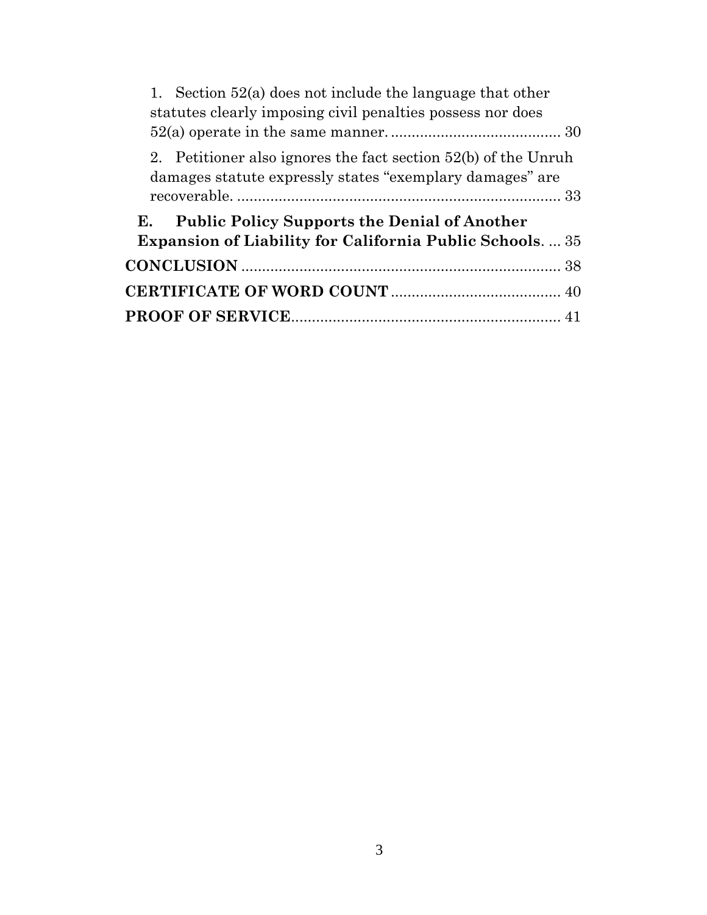1. Section 52(a) does not include the language that other statutes clearly imposing civil penalties possess nor does 52(a) operate in the same manner. ........................................ 30

2. Petitioner also ignores the fact section 52(b) of the Unruh damages statute expressly states "exemplary damages" are recoverable. ............................................................................ 33

**E. Public Policy Supports the Denial of Another Expansion of Liability for California Public Schools**. ... 35

**CONCLUSION** ............................................................................ 38

**CERTIFICATE OF WORD COUNT** ........................................ 40

**PROOF OF SERVICE**................................................................ 41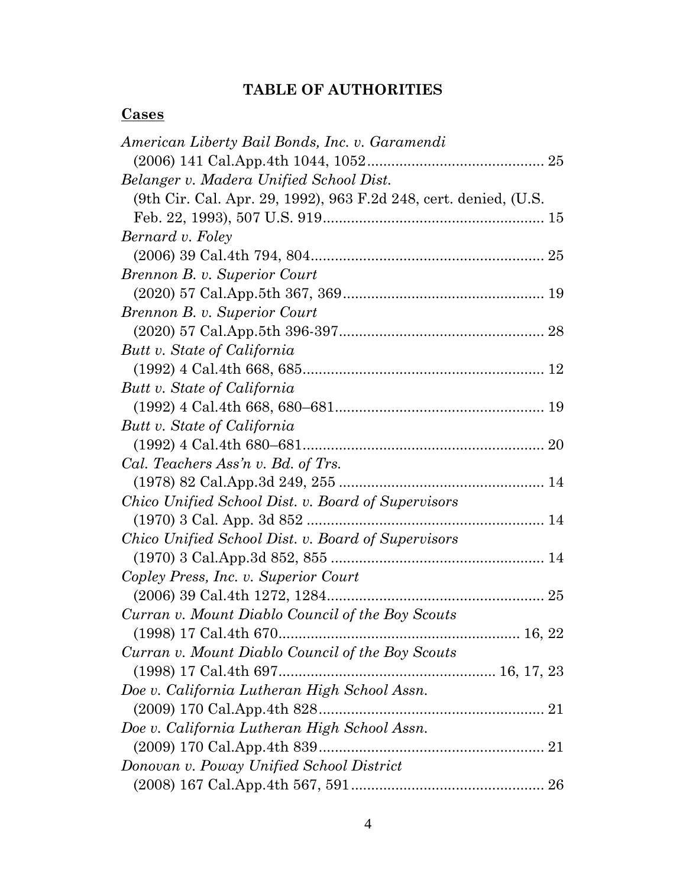# TABLE OF AUTHORITIES

## **Cases**

*American Liberty Bail Bonds, Inc. v. Garamendi*
(2006) 141 Cal.App.4th 1044, 1052............................................ 25

*Belanger v. Madera Unified School Dist.*
(9th Cir. Cal. Apr. 29, 1992), 963 F.2d 248, cert. denied, (U.S. Feb. 22, 1993), 507 U.S. 919...................................................... 15

*Bernard v. Foley*
(2006) 39 Cal.4th 794, 804.......................................................... 25

*Brennon B. v. Superior Court*
(2020) 57 Cal.App.5th 367, 369.................................................. 19

*Brennon B. v. Superior Court*
(2020) 57 Cal.App.5th 396-397................................................... 28

*Butt v. State of California*
(1992) 4 Cal.4th 668, 685............................................................ 12

*Butt v. State of California*
(1992) 4 Cal.4th 668, 680–681.................................................... 19

*Butt v. State of California*
(1992) 4 Cal.4th 680–681............................................................ 20

*Cal. Teachers Ass'n v. Bd. of Trs.*
(1978) 82 Cal.App.3d 249, 255 ................................................... 14

*Chico Unified School Dist. v. Board of Supervisors*
(1970) 3 Cal. App. 3d 852 ........................................................... 14

*Chico Unified School Dist. v. Board of Supervisors*
(1970) 3 Cal.App.3d 852, 855 ..................................................... 14

*Copley Press, Inc. v. Superior Court*
(2006) 39 Cal.4th 1272, 1284....................................................... 25

*Curran v. Mount Diablo Council of the Boy Scouts*
(1998) 17 Cal.4th 670............................................................ 16, 22

*Curran v. Mount Diablo Council of the Boy Scouts*
(1998) 17 Cal.4th 697..................................................... 16, 17, 23

*Doe v. California Lutheran High School Assn.*
(2009) 170 Cal.App.4th 828........................................................ 21

*Doe v. California Lutheran High School Assn.*
(2009) 170 Cal.App.4th 839........................................................ 21

*Donovan v. Poway Unified School District*
(2008) 167 Cal.App.4th 567, 591................................................ 26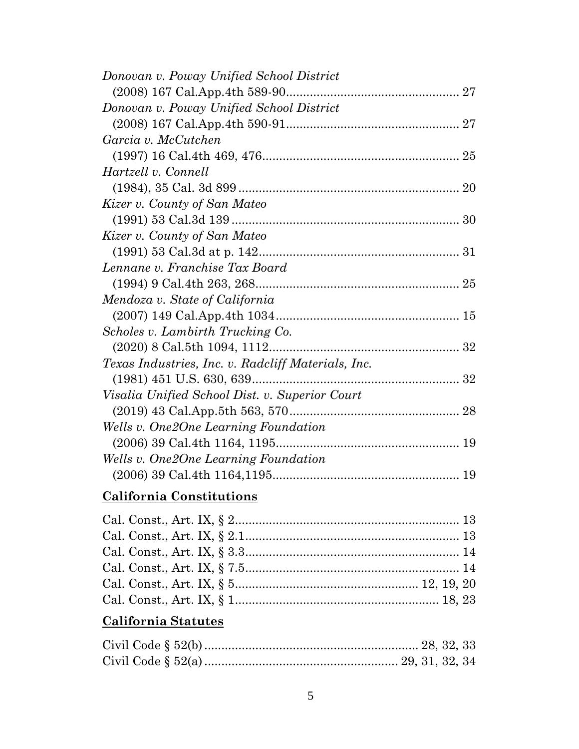*Donovan v. Poway Unified School District*
(2008) 167 Cal.App.4th 589-90 .................................................. 27

*Donovan v. Poway Unified School District*
(2008) 167 Cal.App.4th 590-91 .................................................. 27

*Garcia v. McCutchen*
(1997) 16 Cal.4th 469, 476 ......................................................... 25

*Hartzell v. Connell*
(1984), 35 Cal. 3d 899 ................................................................. 20

*Kizer v. County of San Mateo*
(1991) 53 Cal.3d 139 ................................................................... 30

*Kizer v. County of San Mateo*
(1991) 53 Cal.3d at p. 142 ........................................................... 31

*Lennane v. Franchise Tax Board*
(1994) 9 Cal.4th 263, 268 ............................................................ 25

*Mendoza v. State of California*
(2007) 149 Cal.App.4th 1034 ...................................................... 15

*Scholes v. Lambirth Trucking Co.*
(2020) 8 Cal.5th 1094, 1112 ........................................................ 32

*Texas Industries, Inc. v. Radcliff Materials, Inc.*
(1981) 451 U.S. 630, 639 ............................................................. 32

*Visalia Unified School Dist. v. Superior Court*
(2019) 43 Cal.App.5th 563, 570 .................................................. 28

*Wells v. One2One Learning Foundation*
(2006) 39 Cal.4th 1164, 1195 ...................................................... 19

*Wells v. One2One Learning Foundation*
(2006) 39 Cal.4th 1164,1195 ....................................................... 19

## California Constitutions

Cal. Const., Art. IX, § 2 .................................................................. 13
Cal. Const., Art. IX, § 2.1 ............................................................... 13
Cal. Const., Art. IX, § 3.3 ............................................................... 14
Cal. Const., Art. IX, § 7.5 ............................................................... 14
Cal. Const., Art. IX, § 5 ..................................................... 12, 19, 20
Cal. Const., Art. IX, § 1 ............................................................ 18, 23

## California Statutes

Civil Code § 52(b) ............................................................... 28, 32, 33
Civil Code § 52(a) ......................................................... 29, 31, 32, 34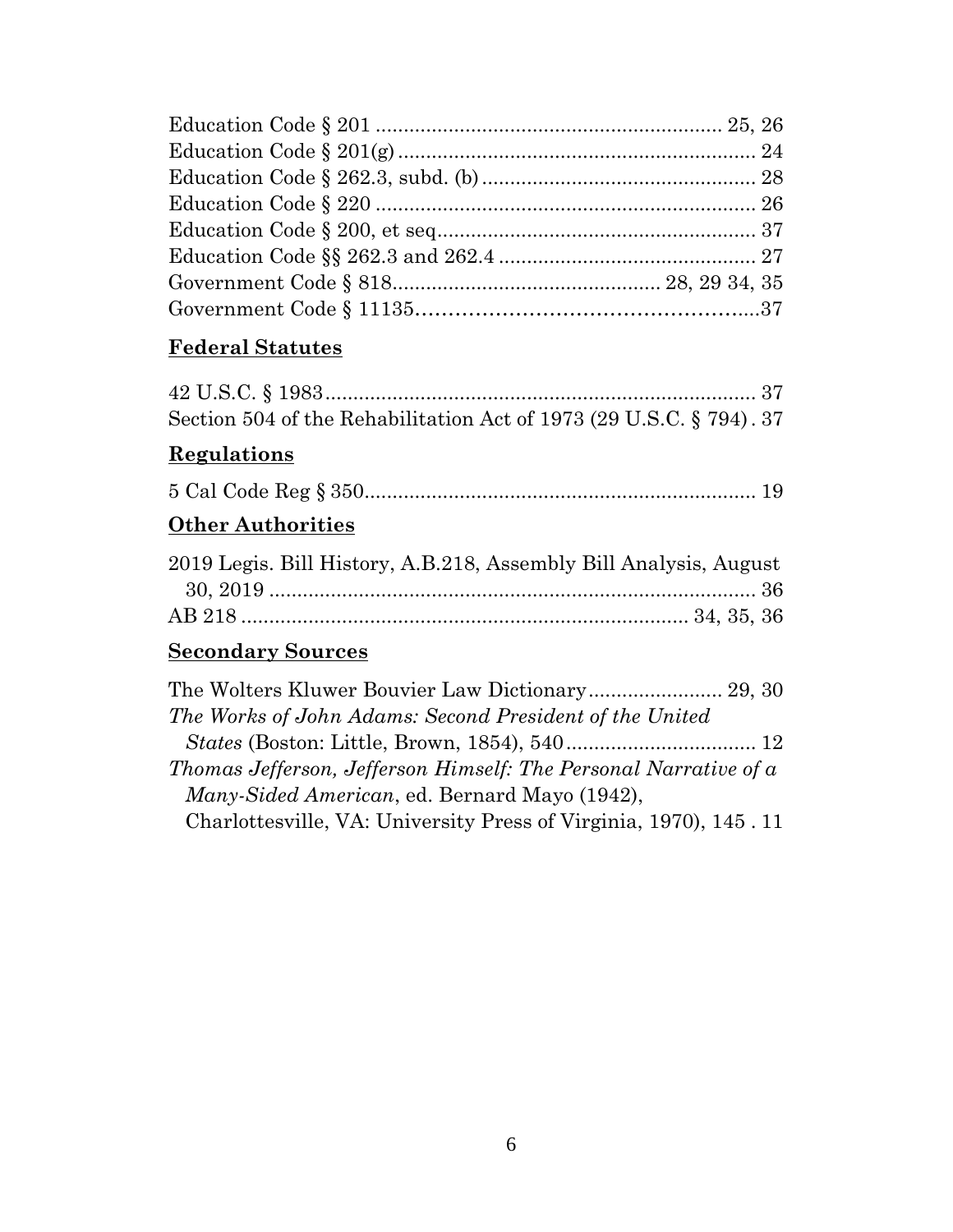Education Code § 201 .............................................................. 25, 26
Education Code § 201(g) ................................................................ 24
Education Code § 262.3, subd. (b) .................................................. 28
Education Code § 220 ..................................................................... 26
Education Code § 200, et seq.......................................................... 37
Education Code §§ 262.3 and 262.4 ............................................... 27
Government Code § 818................................................ 28, 29 34, 35
Government Code § 11135……………………………………………...37

## Federal Statutes

42 U.S.C. § 1983............................................................................. 37
Section 504 of the Rehabilitation Act of 1973 (29 U.S.C. § 794) . 37

## Regulations

5 Cal Code Reg § 350...................................................................... 19

## Other Authorities

2019 Legis. Bill History, A.B.218, Assembly Bill Analysis, August 30, 2019 ........................................................................................ 36
AB 218 ................................................................................ 34, 35, 36

## Secondary Sources

The Wolters Kluwer Bouvier Law Dictionary........................ 29, 30
*The Works of John Adams: Second President of the United States* (Boston: Little, Brown, 1854), 540 .................................. 12
*Thomas Jefferson, Jefferson Himself: The Personal Narrative of a Many-Sided American*, ed. Bernard Mayo (1942), Charlottesville, VA: University Press of Virginia, 1970), 145 . 11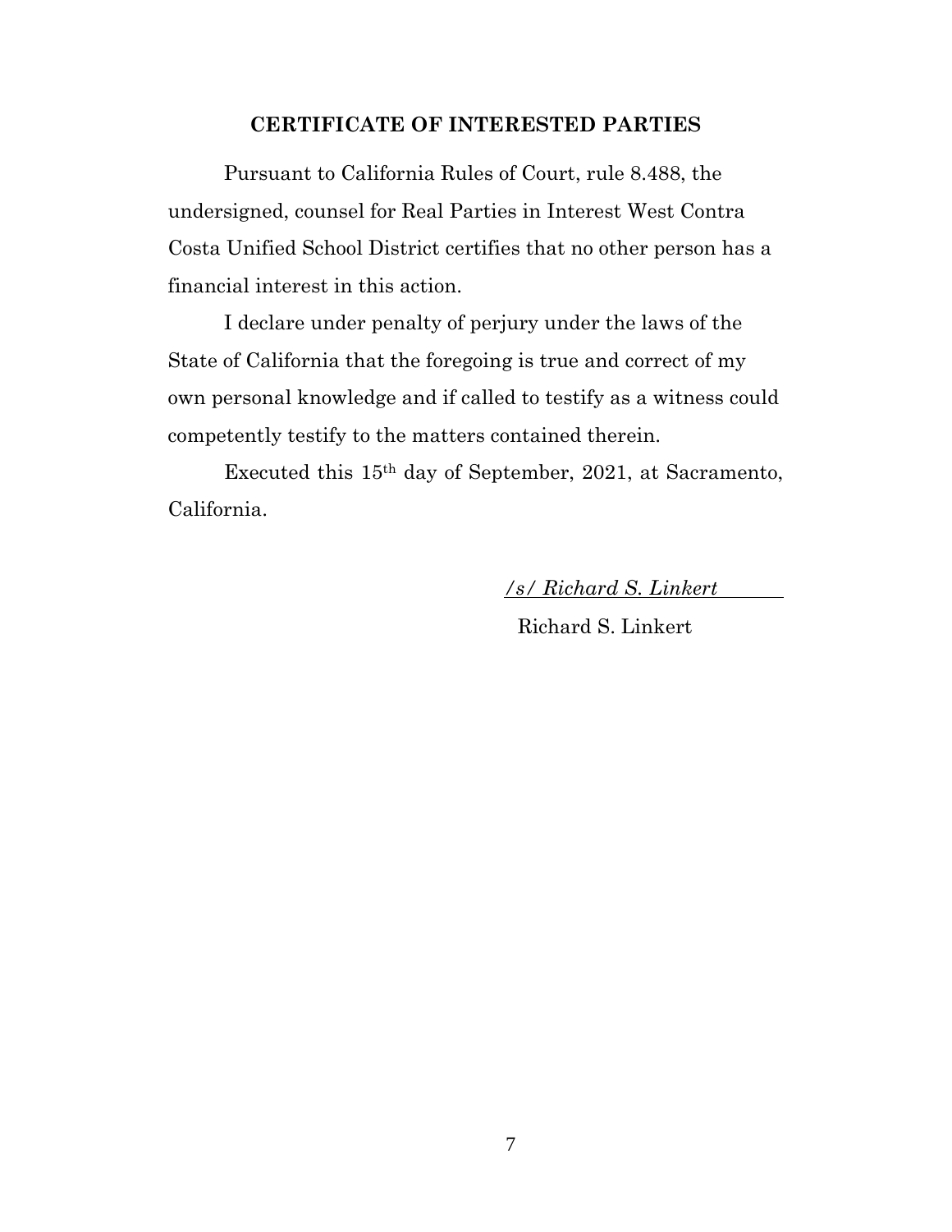## CERTIFICATE OF INTERESTED PARTIES

Pursuant to California Rules of Court, rule 8.488, the undersigned, counsel for Real Parties in Interest West Contra Costa Unified School District certifies that no other person has a financial interest in this action.

I declare under penalty of perjury under the laws of the State of California that the foregoing is true and correct of my own personal knowledge and if called to testify as a witness could competently testify to the matters contained therein.

Executed this 15th day of September, 2021, at Sacramento, California.

*/s/ Richard S. Linkert*

Richard S. Linkert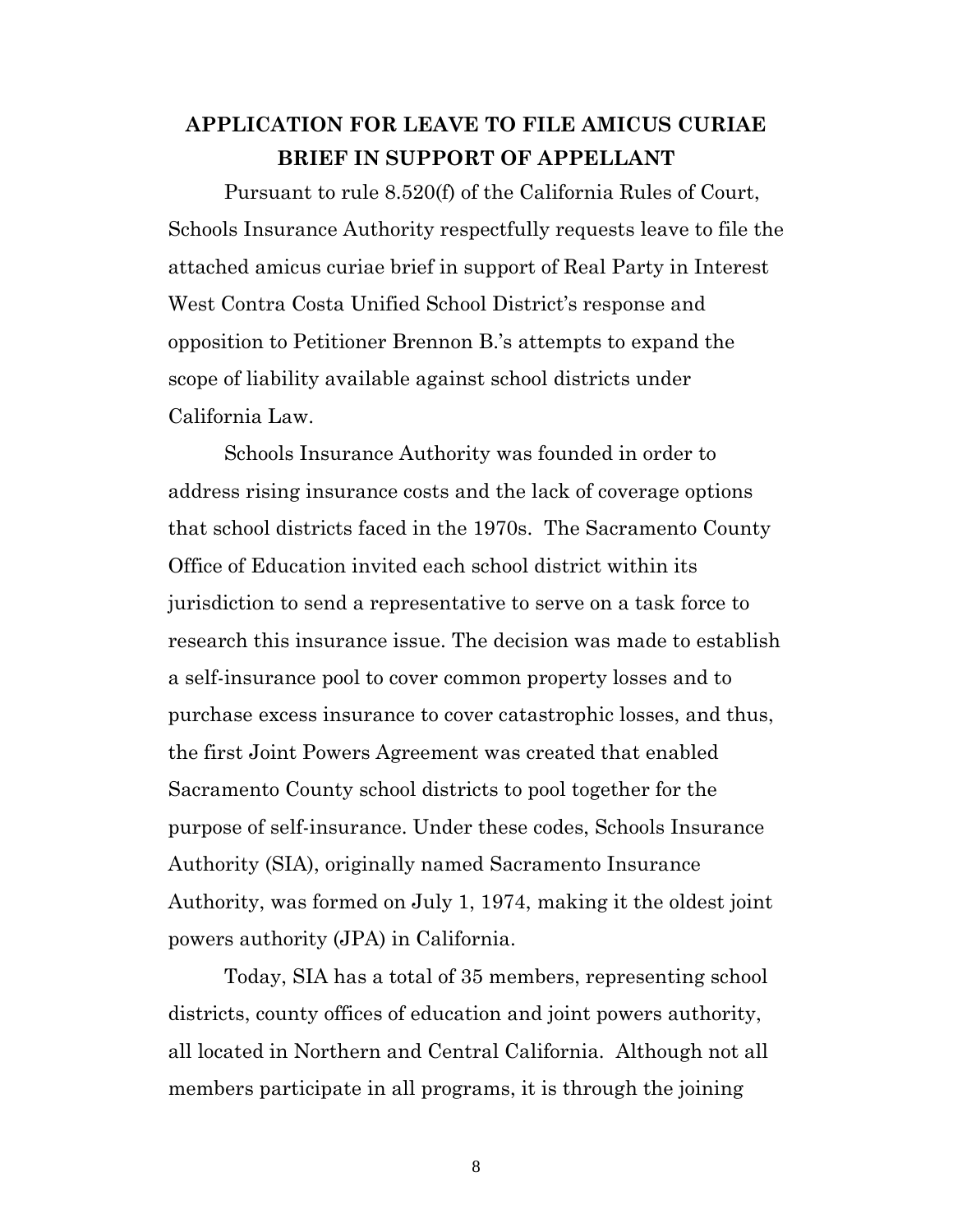## APPLICATION FOR LEAVE TO FILE AMICUS CURIAE BRIEF IN SUPPORT OF APPELLANT

Pursuant to rule 8.520(f) of the California Rules of Court, Schools Insurance Authority respectfully requests leave to file the attached amicus curiae brief in support of Real Party in Interest West Contra Costa Unified School District's response and opposition to Petitioner Brennon B.'s attempts to expand the scope of liability available against school districts under California Law.

Schools Insurance Authority was founded in order to address rising insurance costs and the lack of coverage options that school districts faced in the 1970s. The Sacramento County Office of Education invited each school district within its jurisdiction to send a representative to serve on a task force to research this insurance issue. The decision was made to establish a self-insurance pool to cover common property losses and to purchase excess insurance to cover catastrophic losses, and thus, the first Joint Powers Agreement was created that enabled Sacramento County school districts to pool together for the purpose of self-insurance. Under these codes, Schools Insurance Authority (SIA), originally named Sacramento Insurance Authority, was formed on July 1, 1974, making it the oldest joint powers authority (JPA) in California.

Today, SIA has a total of 35 members, representing school districts, county offices of education and joint powers authority, all located in Northern and Central California. Although not all members participate in all programs, it is through the joining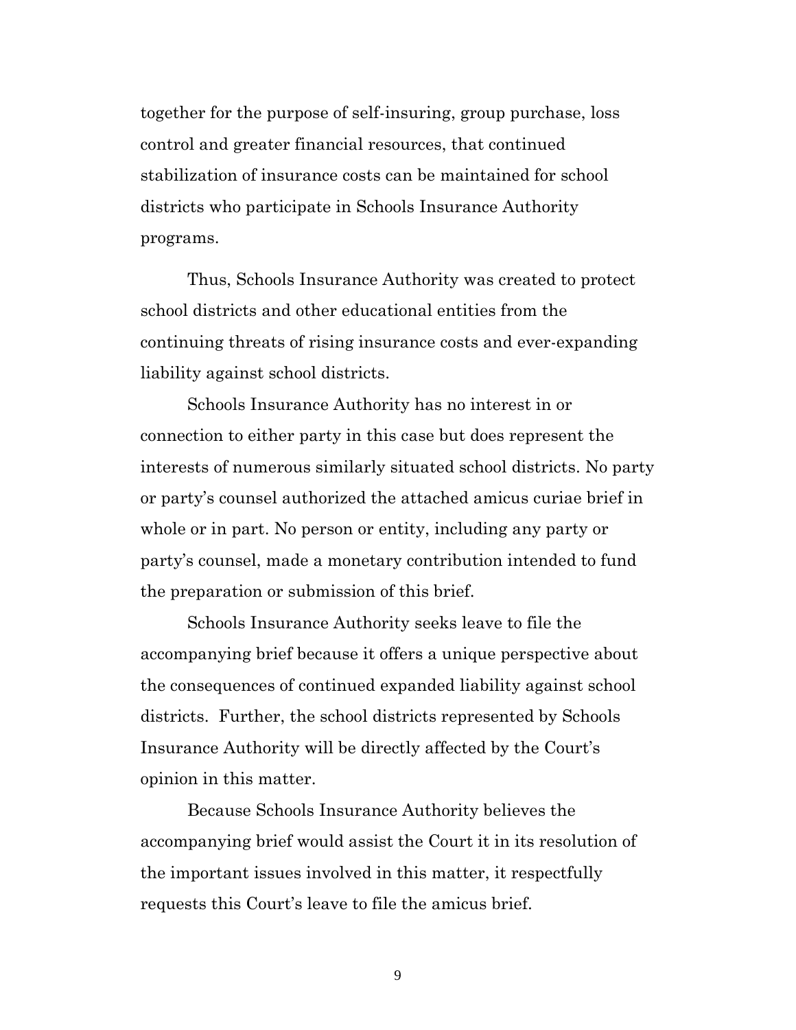together for the purpose of self-insuring, group purchase, loss control and greater financial resources, that continued stabilization of insurance costs can be maintained for school districts who participate in Schools Insurance Authority programs.

Thus, Schools Insurance Authority was created to protect school districts and other educational entities from the continuing threats of rising insurance costs and ever-expanding liability against school districts.

Schools Insurance Authority has no interest in or connection to either party in this case but does represent the interests of numerous similarly situated school districts. No party or party's counsel authorized the attached amicus curiae brief in whole or in part. No person or entity, including any party or party's counsel, made a monetary contribution intended to fund the preparation or submission of this brief.

Schools Insurance Authority seeks leave to file the accompanying brief because it offers a unique perspective about the consequences of continued expanded liability against school districts. Further, the school districts represented by Schools Insurance Authority will be directly affected by the Court's opinion in this matter.

Because Schools Insurance Authority believes the accompanying brief would assist the Court it in its resolution of the important issues involved in this matter, it respectfully requests this Court's leave to file the amicus brief.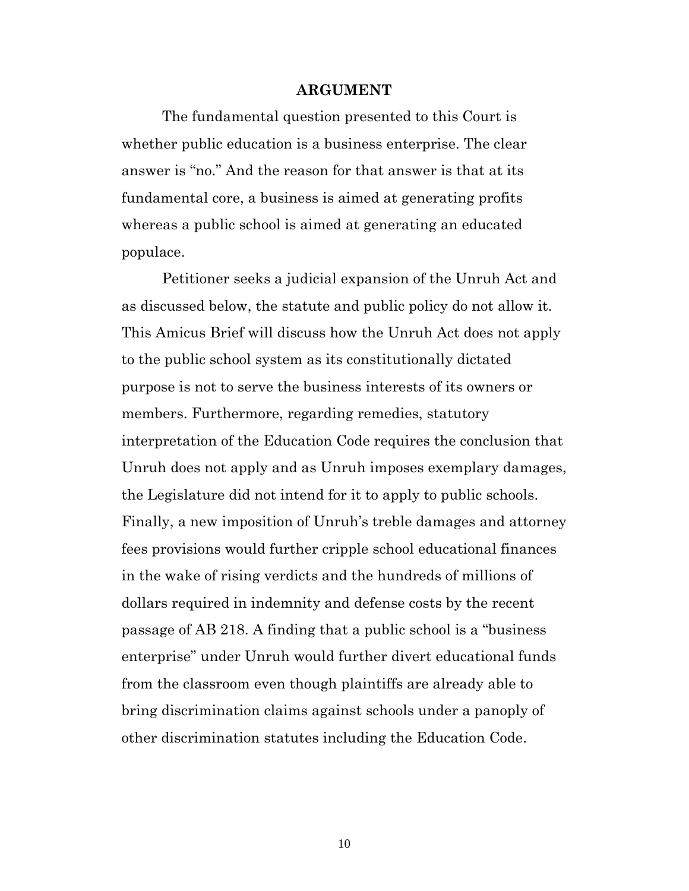## ARGUMENT

The fundamental question presented to this Court is whether public education is a business enterprise. The clear answer is "no." And the reason for that answer is that at its fundamental core, a business is aimed at generating profits whereas a public school is aimed at generating an educated populace.

Petitioner seeks a judicial expansion of the Unruh Act and as discussed below, the statute and public policy do not allow it. This Amicus Brief will discuss how the Unruh Act does not apply to the public school system as its constitutionally dictated purpose is not to serve the business interests of its owners or members. Furthermore, regarding remedies, statutory interpretation of the Education Code requires the conclusion that Unruh does not apply and as Unruh imposes exemplary damages, the Legislature did not intend for it to apply to public schools. Finally, a new imposition of Unruh's treble damages and attorney fees provisions would further cripple school educational finances in the wake of rising verdicts and the hundreds of millions of dollars required in indemnity and defense costs by the recent passage of AB 218. A finding that a public school is a "business enterprise" under Unruh would further divert educational funds from the classroom even though plaintiffs are already able to bring discrimination claims against schools under a panoply of other discrimination statutes including the Education Code.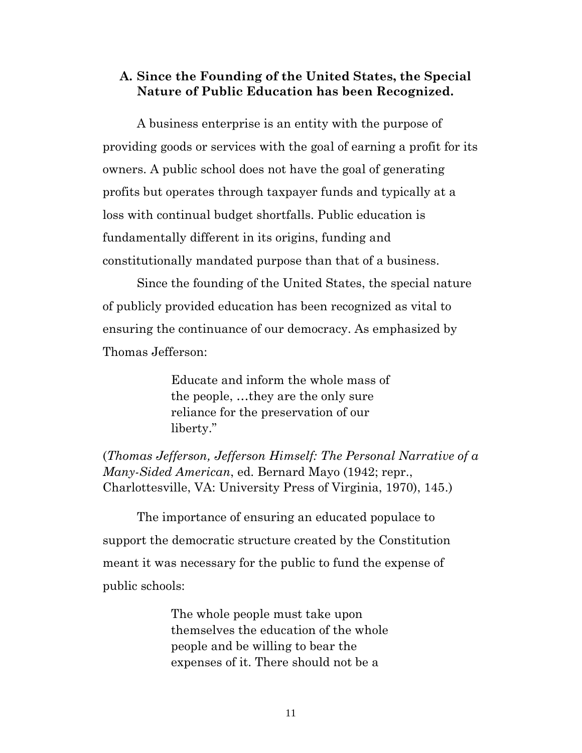### A. Since the Founding of the United States, the Special Nature of Public Education has been Recognized.

A business enterprise is an entity with the purpose of providing goods or services with the goal of earning a profit for its owners. A public school does not have the goal of generating profits but operates through taxpayer funds and typically at a loss with continual budget shortfalls. Public education is fundamentally different in its origins, funding and constitutionally mandated purpose than that of a business.

Since the founding of the United States, the special nature of publicly provided education has been recognized as vital to ensuring the continuance of our democracy. As emphasized by Thomas Jefferson:

> Educate and inform the whole mass of the people, …they are the only sure reliance for the preservation of our liberty."

(*Thomas Jefferson, Jefferson Himself: The Personal Narrative of a Many-Sided American*, ed. Bernard Mayo (1942; repr., Charlottesville, VA: University Press of Virginia, 1970), 145.)

The importance of ensuring an educated populace to support the democratic structure created by the Constitution meant it was necessary for the public to fund the expense of public schools:

> The whole people must take upon themselves the education of the whole people and be willing to bear the expenses of it. There should not be a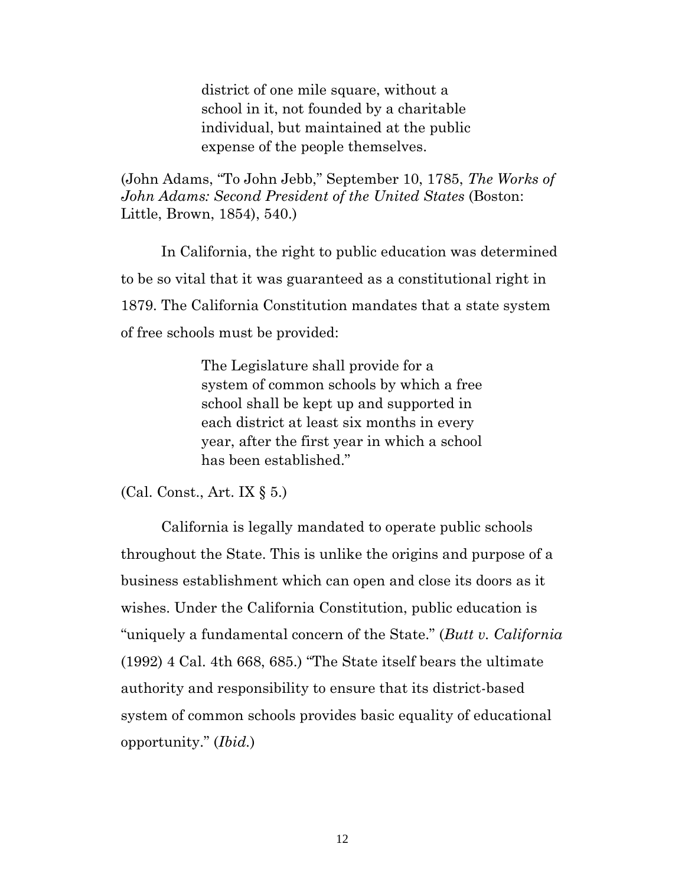> district of one mile square, without a school in it, not founded by a charitable individual, but maintained at the public expense of the people themselves.

(John Adams, "To John Jebb," September 10, 1785, *The Works of John Adams: Second President of the United States* (Boston: Little, Brown, 1854), 540.)

In California, the right to public education was determined to be so vital that it was guaranteed as a constitutional right in 1879. The California Constitution mandates that a state system of free schools must be provided:

> The Legislature shall provide for a system of common schools by which a free school shall be kept up and supported in each district at least six months in every year, after the first year in which a school has been established."

(Cal. Const., Art. IX § 5.)

California is legally mandated to operate public schools throughout the State. This is unlike the origins and purpose of a business establishment which can open and close its doors as it wishes. Under the California Constitution, public education is "uniquely a fundamental concern of the State." (*Butt v. California* (1992) 4 Cal. 4th 668, 685.) "The State itself bears the ultimate authority and responsibility to ensure that its district-based system of common schools provides basic equality of educational opportunity." (*Ibid.*)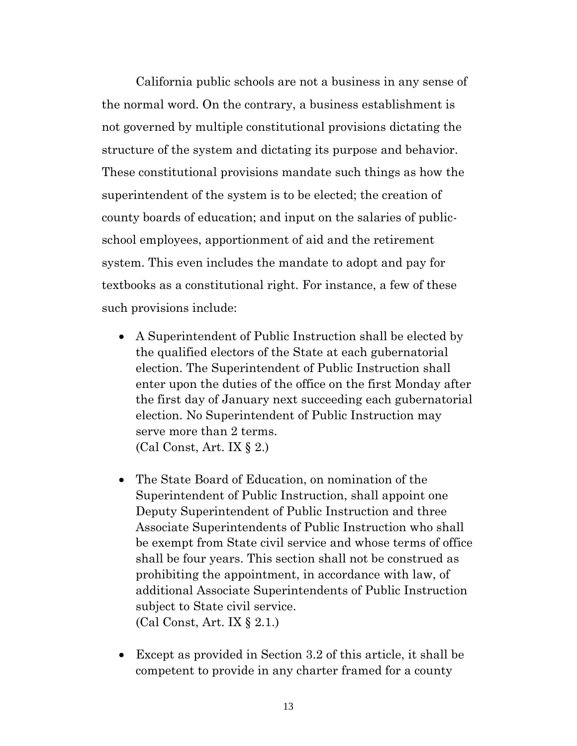California public schools are not a business in any sense of the normal word. On the contrary, a business establishment is not governed by multiple constitutional provisions dictating the structure of the system and dictating its purpose and behavior. These constitutional provisions mandate such things as how the superintendent of the system is to be elected; the creation of county boards of education; and input on the salaries of public-school employees, apportionment of aid and the retirement system. This even includes the mandate to adopt and pay for textbooks as a constitutional right. For instance, a few of these such provisions include:

- A Superintendent of Public Instruction shall be elected by the qualified electors of the State at each gubernatorial election. The Superintendent of Public Instruction shall enter upon the duties of the office on the first Monday after the first day of January next succeeding each gubernatorial election. No Superintendent of Public Instruction may serve more than 2 terms.
(Cal Const, Art. IX § 2.)

- The State Board of Education, on nomination of the Superintendent of Public Instruction, shall appoint one Deputy Superintendent of Public Instruction and three Associate Superintendents of Public Instruction who shall be exempt from State civil service and whose terms of office shall be four years. This section shall not be construed as prohibiting the appointment, in accordance with law, of additional Associate Superintendents of Public Instruction subject to State civil service.
(Cal Const, Art. IX § 2.1.)

- Except as provided in Section 3.2 of this article, it shall be competent to provide in any charter framed for a county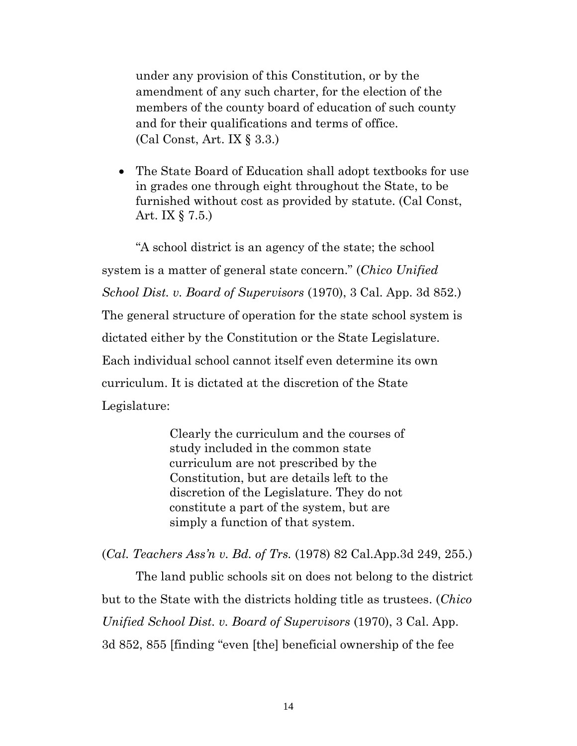under any provision of this Constitution, or by the amendment of any such charter, for the election of the members of the county board of education of such county and for their qualifications and terms of office. (Cal Const, Art. IX § 3.3.)

- The State Board of Education shall adopt textbooks for use in grades one through eight throughout the State, to be furnished without cost as provided by statute. (Cal Const, Art. IX § 7.5.)

"A school district is an agency of the state; the school system is a matter of general state concern." (*Chico Unified School Dist. v. Board of Supervisors* (1970), 3 Cal. App. 3d 852.) The general structure of operation for the state school system is dictated either by the Constitution or the State Legislature. Each individual school cannot itself even determine its own curriculum. It is dictated at the discretion of the State Legislature:

> Clearly the curriculum and the courses of study included in the common state curriculum are not prescribed by the Constitution, but are details left to the discretion of the Legislature. They do not constitute a part of the system, but are simply a function of that system.

(*Cal. Teachers Ass'n v. Bd. of Trs.* (1978) 82 Cal.App.3d 249, 255.)

The land public schools sit on does not belong to the district but to the State with the districts holding title as trustees. (*Chico Unified School Dist. v. Board of Supervisors* (1970), 3 Cal. App. 3d 852, 855 [finding "even [the] beneficial ownership of the fee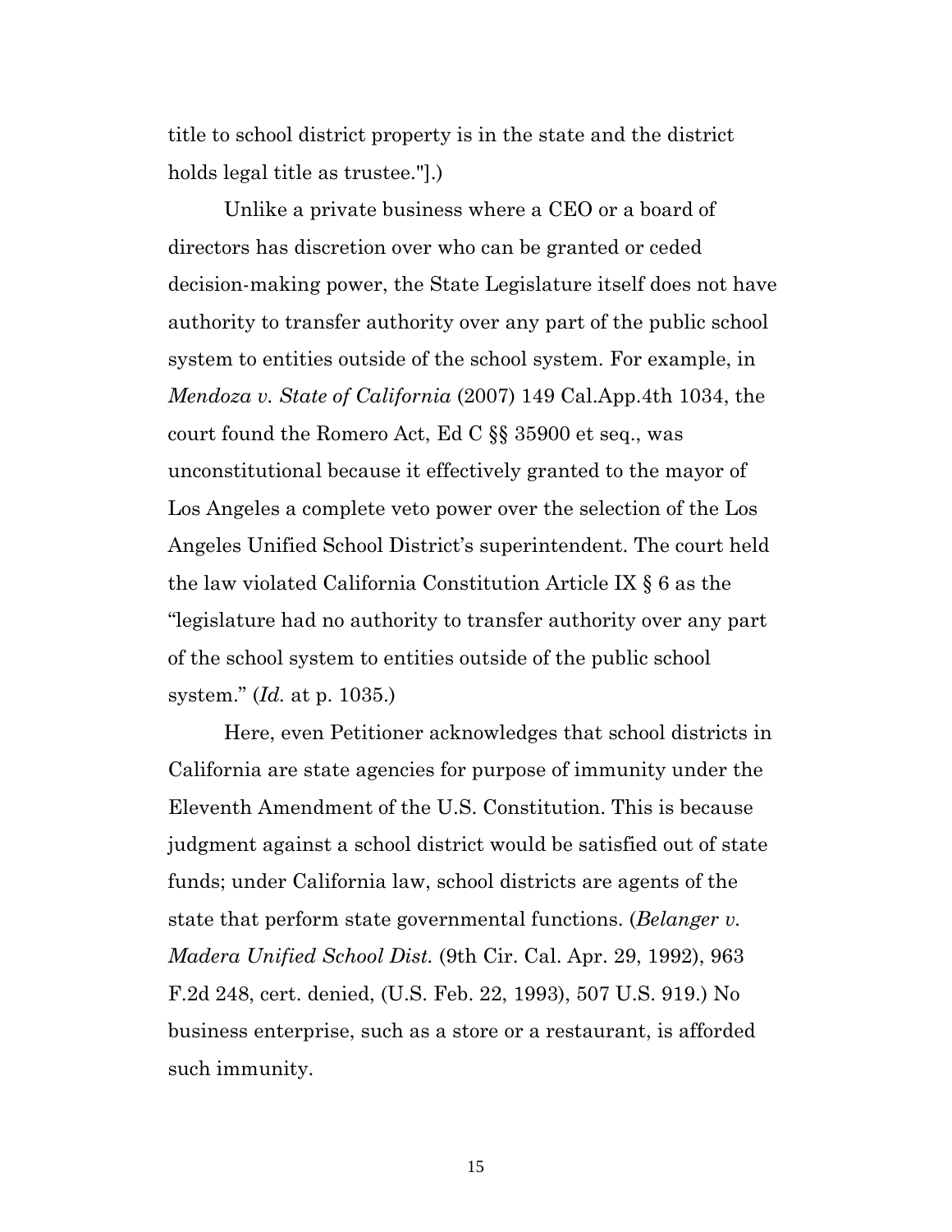title to school district property is in the state and the district holds legal title as trustee."].)

Unlike a private business where a CEO or a board of directors has discretion over who can be granted or ceded decision-making power, the State Legislature itself does not have authority to transfer authority over any part of the public school system to entities outside of the school system. For example, in *Mendoza v. State of California* (2007) 149 Cal.App.4th 1034, the court found the Romero Act, Ed C §§ 35900 et seq., was unconstitutional because it effectively granted to the mayor of Los Angeles a complete veto power over the selection of the Los Angeles Unified School District's superintendent. The court held the law violated California Constitution Article IX § 6 as the "legislature had no authority to transfer authority over any part of the school system to entities outside of the public school system." (*Id.* at p. 1035.)

Here, even Petitioner acknowledges that school districts in California are state agencies for purpose of immunity under the Eleventh Amendment of the U.S. Constitution. This is because judgment against a school district would be satisfied out of state funds; under California law, school districts are agents of the state that perform state governmental functions. (*Belanger v. Madera Unified School Dist.* (9th Cir. Cal. Apr. 29, 1992), 963 F.2d 248, cert. denied, (U.S. Feb. 22, 1993), 507 U.S. 919.) No business enterprise, such as a store or a restaurant, is afforded such immunity.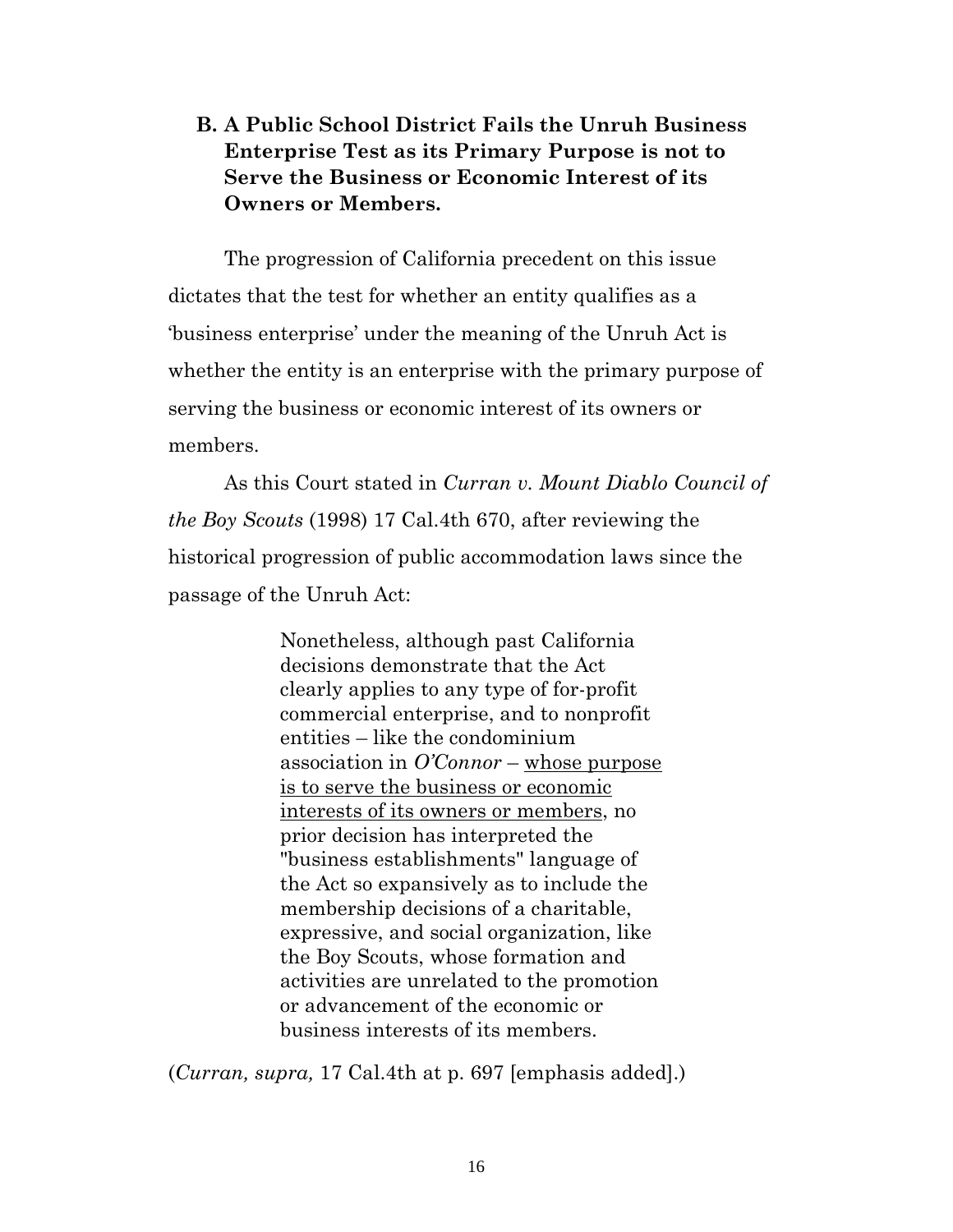### B. A Public School District Fails the Unruh Business Enterprise Test as its Primary Purpose is not to Serve the Business or Economic Interest of its Owners or Members.

The progression of California precedent on this issue dictates that the test for whether an entity qualifies as a 'business enterprise' under the meaning of the Unruh Act is whether the entity is an enterprise with the primary purpose of serving the business or economic interest of its owners or members.

As this Court stated in *Curran v. Mount Diablo Council of the Boy Scouts* (1998) 17 Cal.4th 670, after reviewing the historical progression of public accommodation laws since the passage of the Unruh Act:

> Nonetheless, although past California decisions demonstrate that the Act clearly applies to any type of for-profit commercial enterprise, and to nonprofit entities – like the condominium association in *O'Connor* – <u>whose purpose is to serve the business or economic interests of its owners or members</u>, no prior decision has interpreted the "business establishments" language of the Act so expansively as to include the membership decisions of a charitable, expressive, and social organization, like the Boy Scouts, whose formation and activities are unrelated to the promotion or advancement of the economic or business interests of its members.

(*Curran, supra,* 17 Cal.4th at p. 697 [emphasis added].)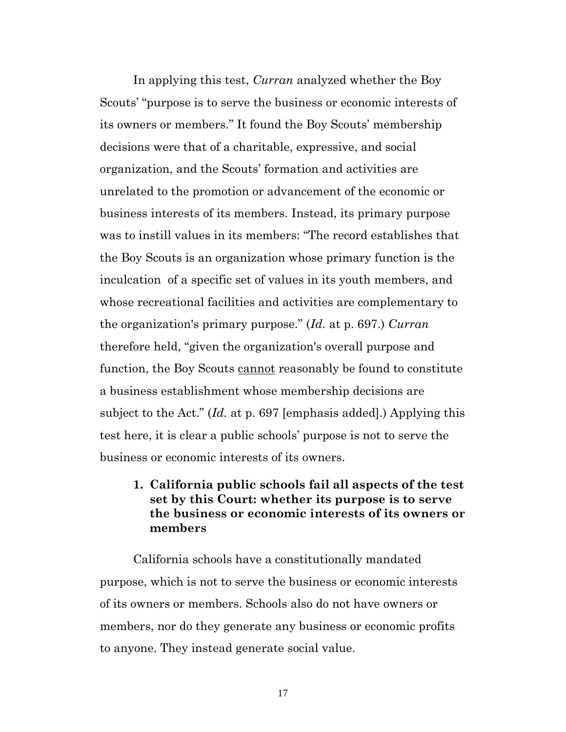In applying this test, *Curran* analyzed whether the Boy Scouts' "purpose is to serve the business or economic interests of its owners or members." It found the Boy Scouts' membership decisions were that of a charitable, expressive, and social organization, and the Scouts' formation and activities are unrelated to the promotion or advancement of the economic or business interests of its members. Instead, its primary purpose was to instill values in its members: "The record establishes that the Boy Scouts is an organization whose primary function is the inculcation of a specific set of values in its youth members, and whose recreational facilities and activities are complementary to the organization's primary purpose." (*Id.* at p. 697.) *Curran* therefore held, "given the organization's overall purpose and function, the Boy Scouts <u>cannot</u> reasonably be found to constitute a business establishment whose membership decisions are subject to the Act." (*Id.* at p. 697 [emphasis added].) Applying this test here, it is clear a public schools' purpose is not to serve the business or economic interests of its owners.

**1. California public schools fail all aspects of the test set by this Court: whether its purpose is to serve the business or economic interests of its owners or members**

California schools have a constitutionally mandated purpose, which is not to serve the business or economic interests of its owners or members. Schools also do not have owners or members, nor do they generate any business or economic profits to anyone. They instead generate social value.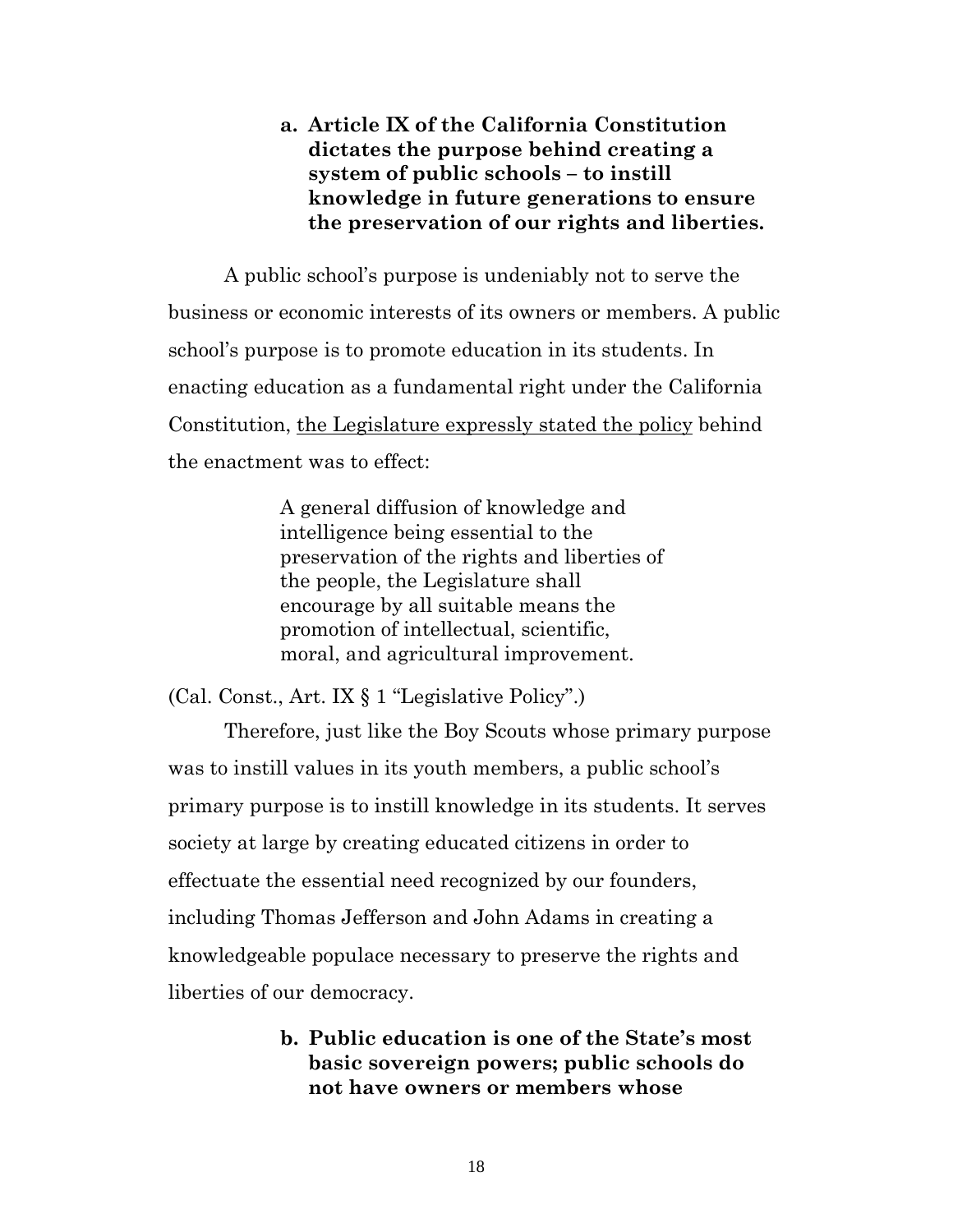### a. Article IX of the California Constitution dictates the purpose behind creating a system of public schools – to instill knowledge in future generations to ensure the preservation of our rights and liberties.

A public school's purpose is undeniably not to serve the business or economic interests of its owners or members. A public school's purpose is to promote education in its students. In enacting education as a fundamental right under the California Constitution, <u>the Legislature expressly stated the policy</u> behind the enactment was to effect:

> A general diffusion of knowledge and intelligence being essential to the preservation of the rights and liberties of the people, the Legislature shall encourage by all suitable means the promotion of intellectual, scientific, moral, and agricultural improvement.

(Cal. Const., Art. IX § 1 "Legislative Policy".)

Therefore, just like the Boy Scouts whose primary purpose was to instill values in its youth members, a public school's primary purpose is to instill knowledge in its students. It serves society at large by creating educated citizens in order to effectuate the essential need recognized by our founders, including Thomas Jefferson and John Adams in creating a knowledgeable populace necessary to preserve the rights and liberties of our democracy.

### b. Public education is one of the State's most basic sovereign powers; public schools do not have owners or members whose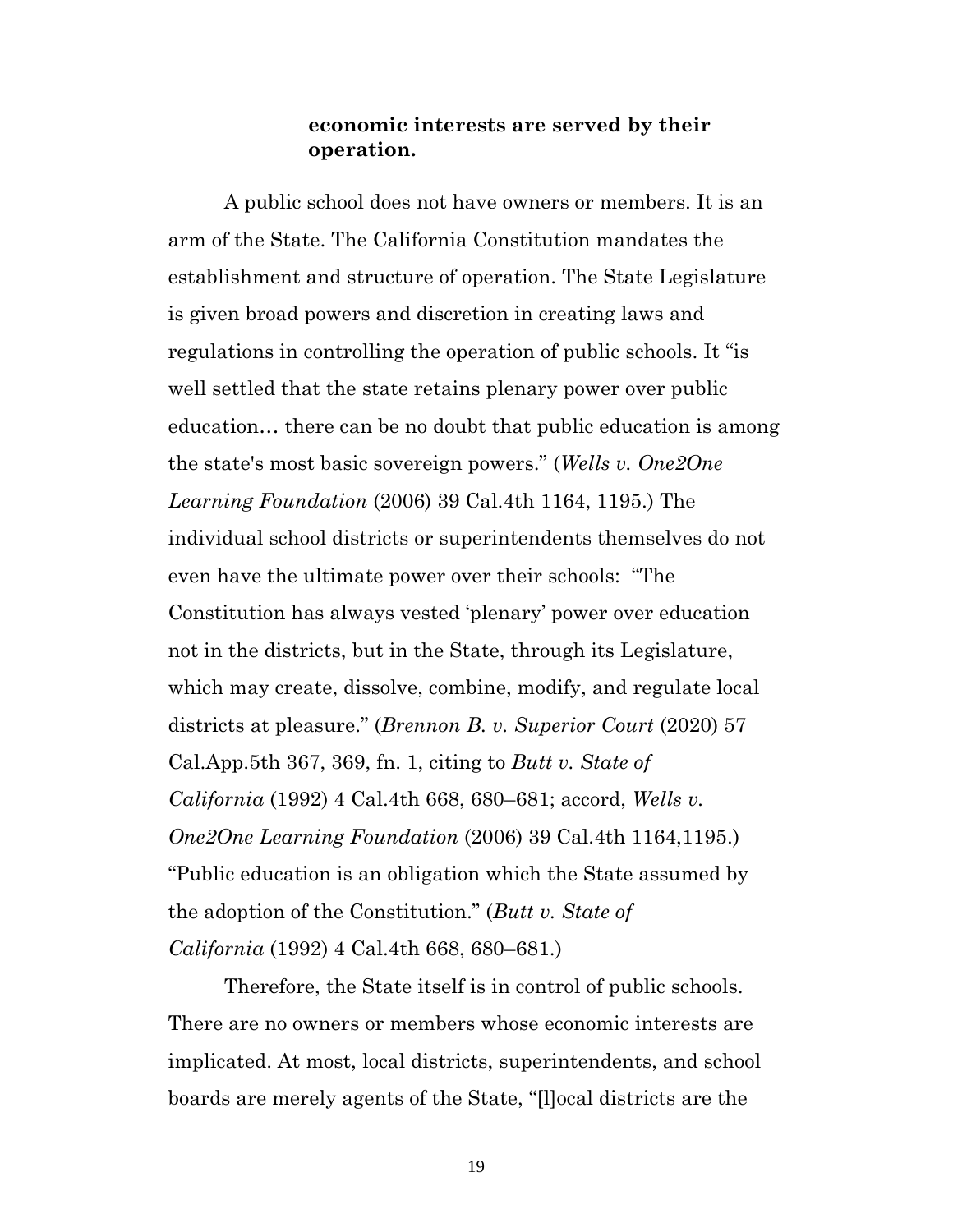**economic interests are served by their operation.**

A public school does not have owners or members. It is an arm of the State. The California Constitution mandates the establishment and structure of operation. The State Legislature is given broad powers and discretion in creating laws and regulations in controlling the operation of public schools. It "is well settled that the state retains plenary power over public education… there can be no doubt that public education is among the state's most basic sovereign powers." (*Wells v. One2One Learning Foundation* (2006) 39 Cal.4th 1164, 1195.) The individual school districts or superintendents themselves do not even have the ultimate power over their schools: "The Constitution has always vested 'plenary' power over education not in the districts, but in the State, through its Legislature, which may create, dissolve, combine, modify, and regulate local districts at pleasure." (*Brennon B. v. Superior Court* (2020) 57 Cal.App.5th 367, 369, fn. 1, citing to *Butt v. State of California* (1992) 4 Cal.4th 668, 680–681; accord, *Wells v. One2One Learning Foundation* (2006) 39 Cal.4th 1164,1195.) "Public education is an obligation which the State assumed by the adoption of the Constitution." (*Butt v. State of California* (1992) 4 Cal.4th 668, 680–681.)

Therefore, the State itself is in control of public schools. There are no owners or members whose economic interests are implicated. At most, local districts, superintendents, and school boards are merely agents of the State, "[l]ocal districts are the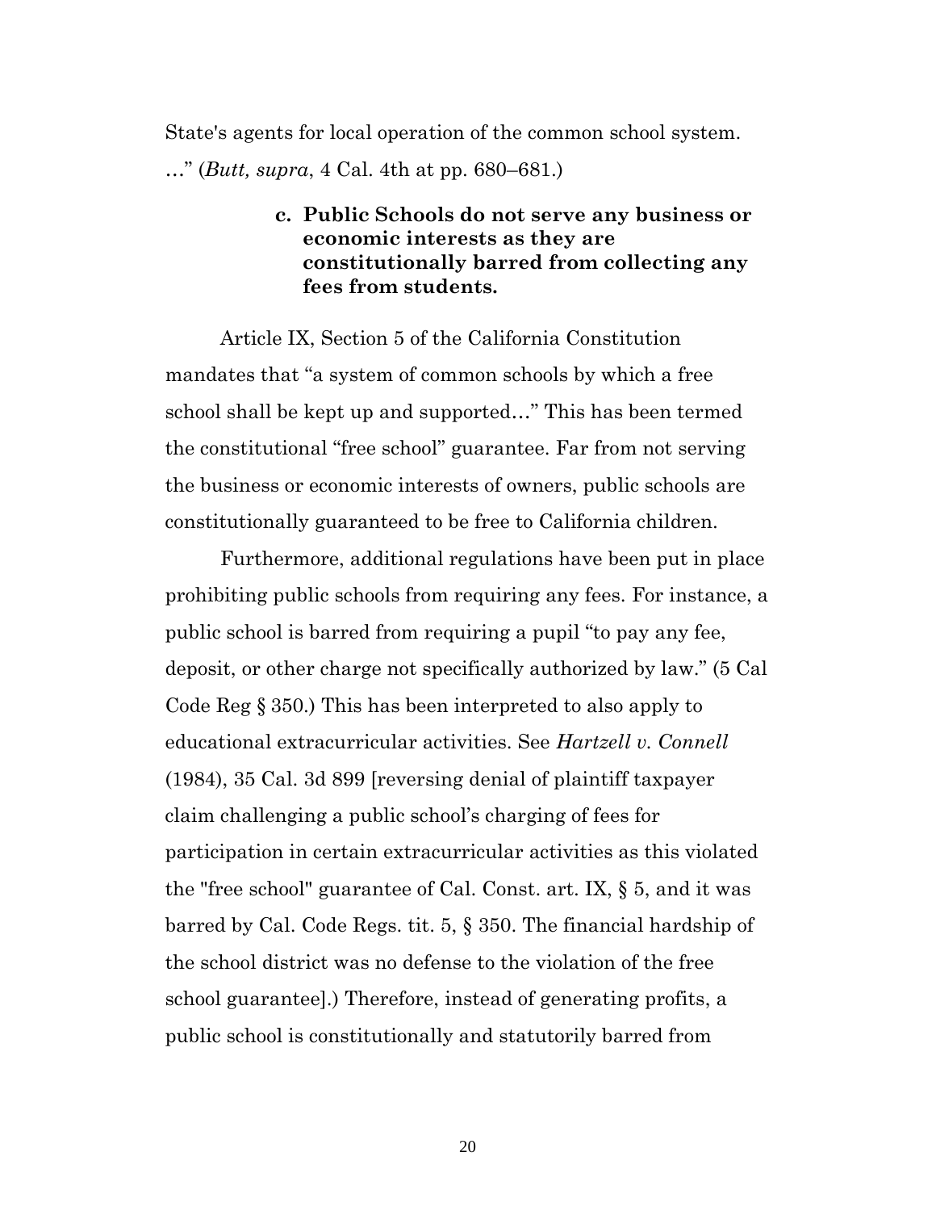State's agents for local operation of the common school system. …" (*Butt, supra*, 4 Cal. 4th at pp. 680–681.)

**c. Public Schools do not serve any business or economic interests as they are constitutionally barred from collecting any fees from students.**

Article IX, Section 5 of the California Constitution mandates that "a system of common schools by which a free school shall be kept up and supported…" This has been termed the constitutional "free school" guarantee. Far from not serving the business or economic interests of owners, public schools are constitutionally guaranteed to be free to California children.

Furthermore, additional regulations have been put in place prohibiting public schools from requiring any fees. For instance, a public school is barred from requiring a pupil "to pay any fee, deposit, or other charge not specifically authorized by law." (5 Cal Code Reg § 350.) This has been interpreted to also apply to educational extracurricular activities. See *Hartzell v. Connell* (1984), 35 Cal. 3d 899 [reversing denial of plaintiff taxpayer claim challenging a public school's charging of fees for participation in certain extracurricular activities as this violated the "free school" guarantee of Cal. Const. art. IX, § 5, and it was barred by Cal. Code Regs. tit. 5, § 350. The financial hardship of the school district was no defense to the violation of the free school guarantee].) Therefore, instead of generating profits, a public school is constitutionally and statutorily barred from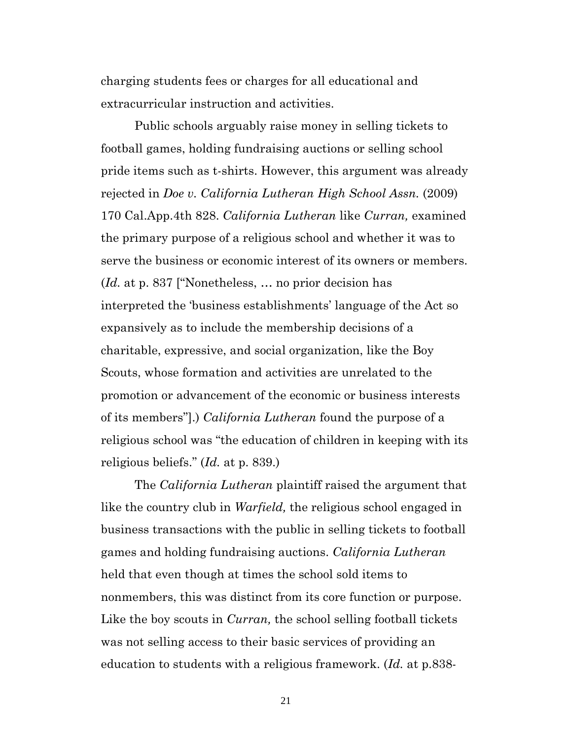charging students fees or charges for all educational and extracurricular instruction and activities.

Public schools arguably raise money in selling tickets to football games, holding fundraising auctions or selling school pride items such as t-shirts. However, this argument was already rejected in *Doe v. California Lutheran High School Assn.* (2009) 170 Cal.App.4th 828. *California Lutheran* like *Curran,* examined the primary purpose of a religious school and whether it was to serve the business or economic interest of its owners or members. (*Id.* at p. 837 ["Nonetheless, … no prior decision has interpreted the 'business establishments' language of the Act so expansively as to include the membership decisions of a charitable, expressive, and social organization, like the Boy Scouts, whose formation and activities are unrelated to the promotion or advancement of the economic or business interests of its members"].) *California Lutheran* found the purpose of a religious school was "the education of children in keeping with its religious beliefs." (*Id.* at p. 839.)

The *California Lutheran* plaintiff raised the argument that like the country club in *Warfield,* the religious school engaged in business transactions with the public in selling tickets to football games and holding fundraising auctions. *California Lutheran* held that even though at times the school sold items to nonmembers, this was distinct from its core function or purpose. Like the boy scouts in *Curran,* the school selling football tickets was not selling access to their basic services of providing an education to students with a religious framework. (*Id.* at p.838-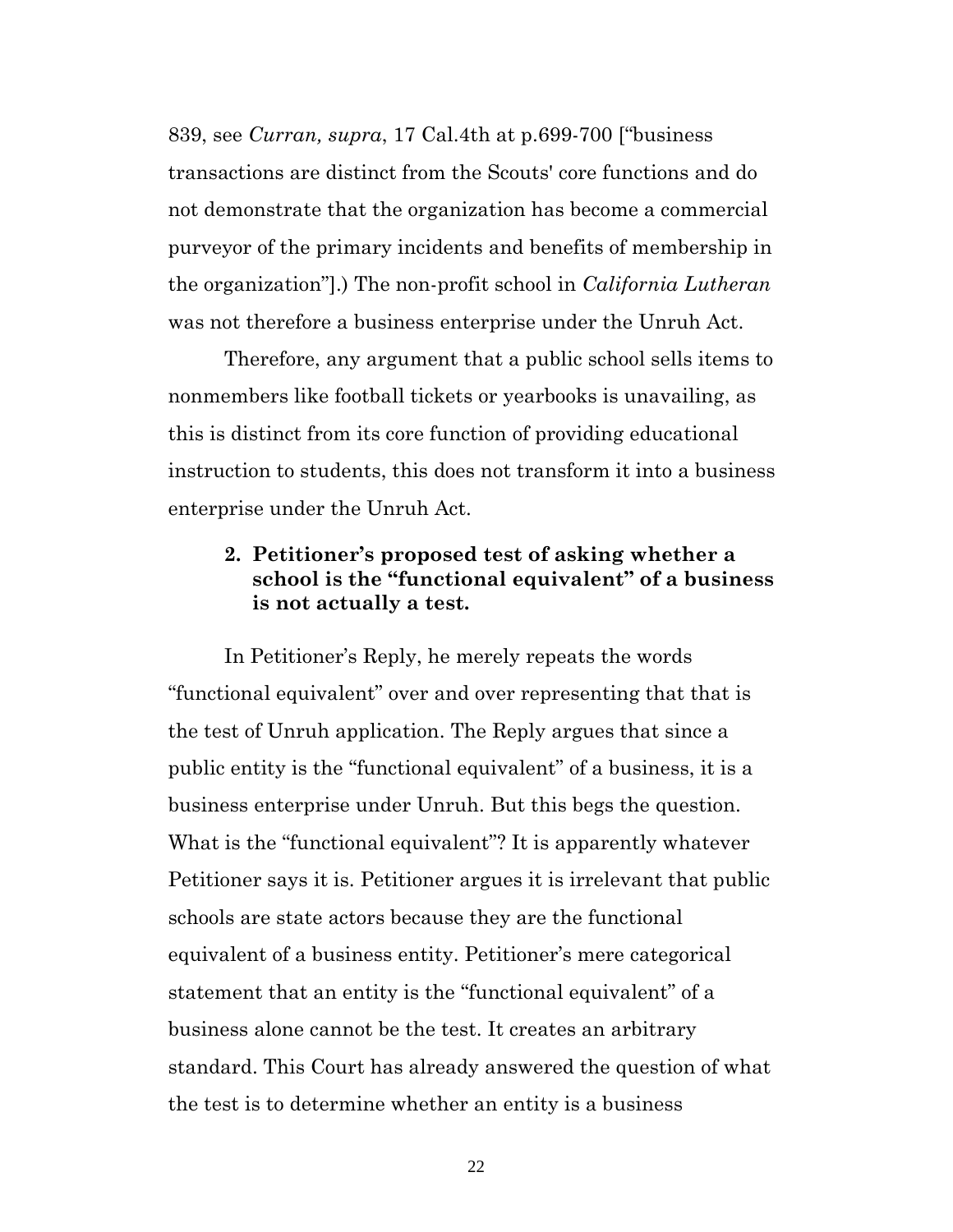839, see *Curran, supra*, 17 Cal.4th at p.699-700 ["business transactions are distinct from the Scouts' core functions and do not demonstrate that the organization has become a commercial purveyor of the primary incidents and benefits of membership in the organization"].) The non-profit school in *California Lutheran* was not therefore a business enterprise under the Unruh Act.

Therefore, any argument that a public school sells items to nonmembers like football tickets or yearbooks is unavailing, as this is distinct from its core function of providing educational instruction to students, this does not transform it into a business enterprise under the Unruh Act.

**2. Petitioner's proposed test of asking whether a school is the "functional equivalent" of a business is not actually a test.**

In Petitioner's Reply, he merely repeats the words "functional equivalent" over and over representing that that is the test of Unruh application. The Reply argues that since a public entity is the "functional equivalent" of a business, it is a business enterprise under Unruh. But this begs the question. What is the "functional equivalent"? It is apparently whatever Petitioner says it is. Petitioner argues it is irrelevant that public schools are state actors because they are the functional equivalent of a business entity. Petitioner's mere categorical statement that an entity is the "functional equivalent" of a business alone cannot be the test. It creates an arbitrary standard. This Court has already answered the question of what the test is to determine whether an entity is a business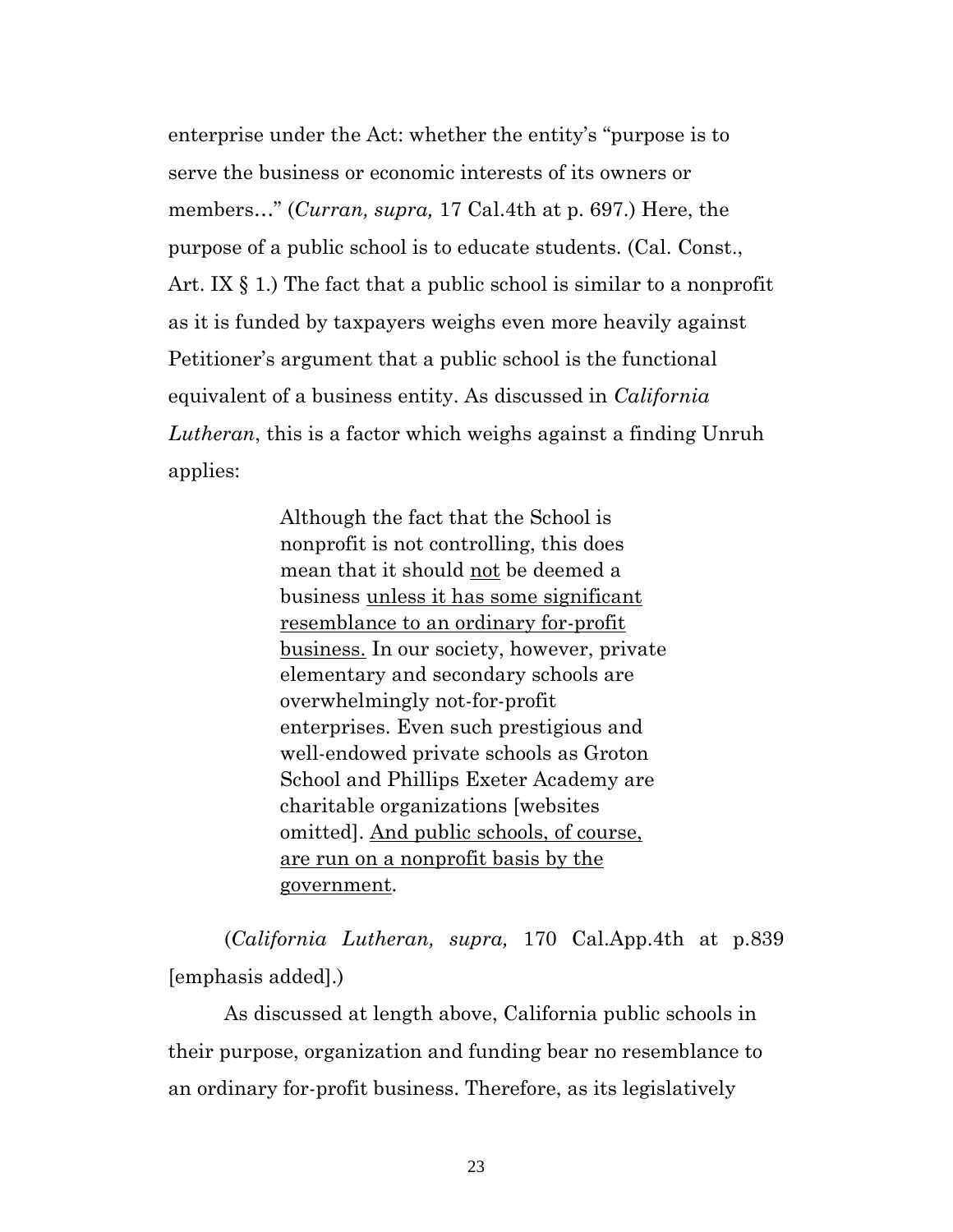enterprise under the Act: whether the entity's "purpose is to serve the business or economic interests of its owners or members…" (*Curran, supra,* 17 Cal.4th at p. 697.) Here, the purpose of a public school is to educate students. (Cal. Const., Art. IX § 1.) The fact that a public school is similar to a nonprofit as it is funded by taxpayers weighs even more heavily against Petitioner's argument that a public school is the functional equivalent of a business entity. As discussed in *California Lutheran*, this is a factor which weighs against a finding Unruh applies:

> Although the fact that the School is nonprofit is not controlling, this does mean that it should <u>not</u> be deemed a business <u>unless it has some significant resemblance to an ordinary for-profit business.</u> In our society, however, private elementary and secondary schools are overwhelmingly not-for-profit enterprises. Even such prestigious and well-endowed private schools as Groton School and Phillips Exeter Academy are charitable organizations [websites omitted]. <u>And public schools, of course, are run on a nonprofit basis by the government</u>.

(*California Lutheran, supra,* 170 Cal.App.4th at p.839 [emphasis added].)

As discussed at length above, California public schools in their purpose, organization and funding bear no resemblance to an ordinary for-profit business. Therefore, as its legislatively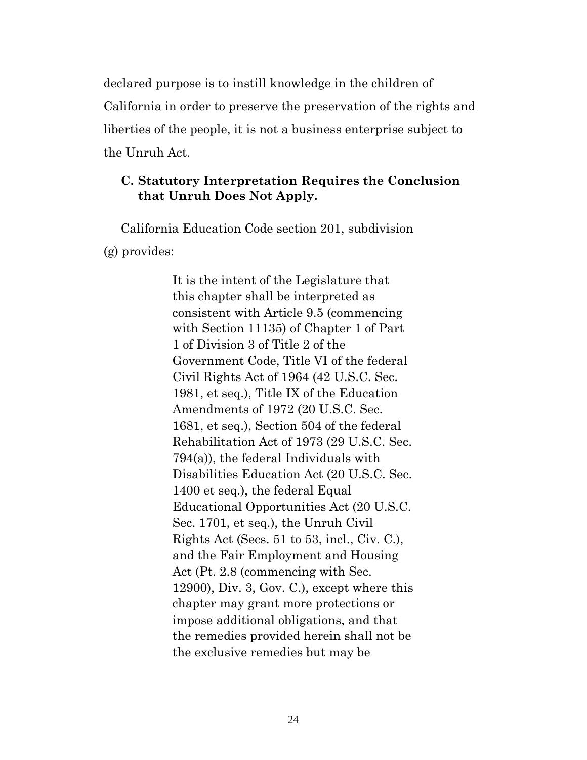declared purpose is to instill knowledge in the children of California in order to preserve the preservation of the rights and liberties of the people, it is not a business enterprise subject to the Unruh Act.

### C. Statutory Interpretation Requires the Conclusion that Unruh Does Not Apply.

California Education Code section 201, subdivision (g) provides:

> It is the intent of the Legislature that this chapter shall be interpreted as consistent with Article 9.5 (commencing with Section 11135) of Chapter 1 of Part 1 of Division 3 of Title 2 of the Government Code, Title VI of the federal Civil Rights Act of 1964 (42 U.S.C. Sec. 1981, et seq.), Title IX of the Education Amendments of 1972 (20 U.S.C. Sec. 1681, et seq.), Section 504 of the federal Rehabilitation Act of 1973 (29 U.S.C. Sec. 794(a)), the federal Individuals with Disabilities Education Act (20 U.S.C. Sec. 1400 et seq.), the federal Equal Educational Opportunities Act (20 U.S.C. Sec. 1701, et seq.), the Unruh Civil Rights Act (Secs. 51 to 53, incl., Civ. C.), and the Fair Employment and Housing Act (Pt. 2.8 (commencing with Sec. 12900), Div. 3, Gov. C.), except where this chapter may grant more protections or impose additional obligations, and that the remedies provided herein shall not be the exclusive remedies but may be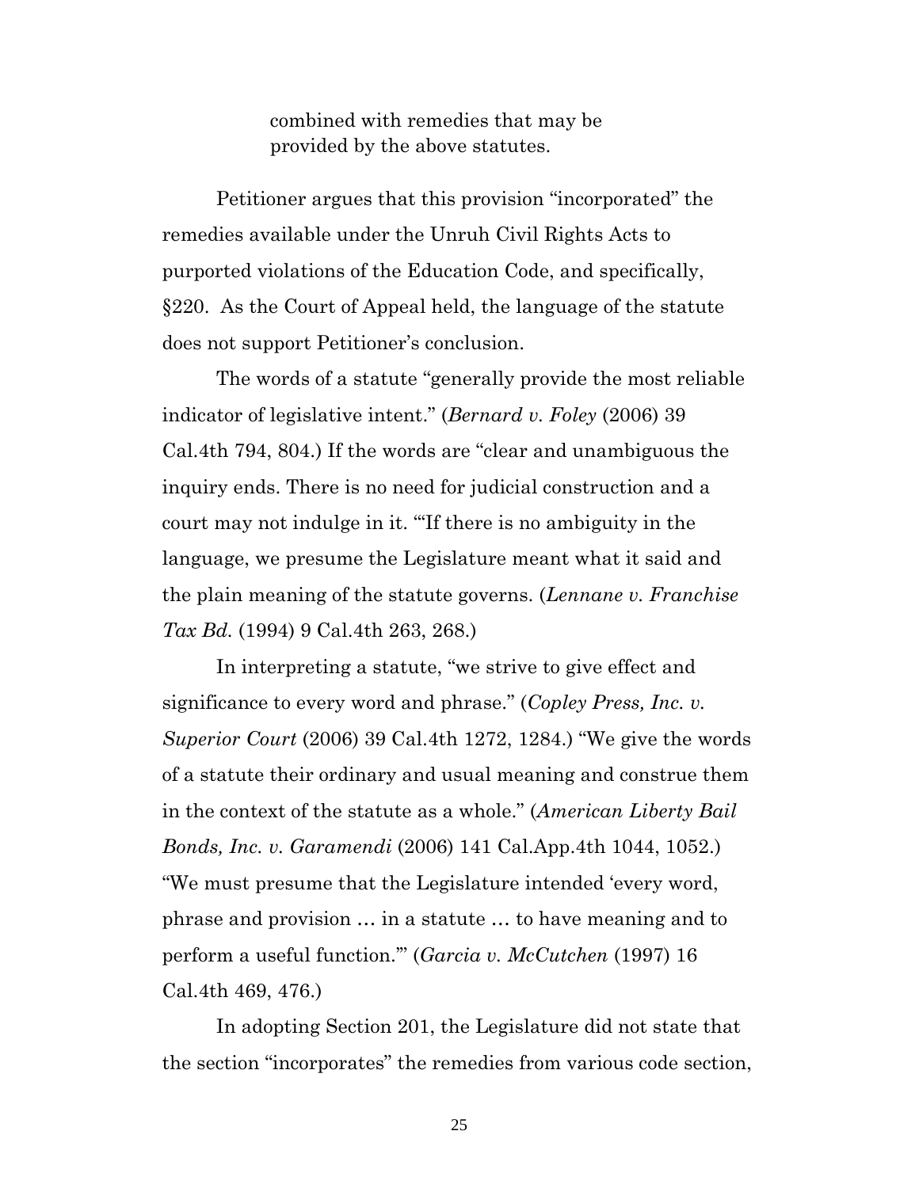> combined with remedies that may be provided by the above statutes.

Petitioner argues that this provision "incorporated" the remedies available under the Unruh Civil Rights Acts to purported violations of the Education Code, and specifically, §220. As the Court of Appeal held, the language of the statute does not support Petitioner's conclusion.

The words of a statute "generally provide the most reliable indicator of legislative intent." (*Bernard v. Foley* (2006) 39 Cal.4th 794, 804.) If the words are "clear and unambiguous the inquiry ends. There is no need for judicial construction and a court may not indulge in it. "'If there is no ambiguity in the language, we presume the Legislature meant what it said and the plain meaning of the statute governs. (*Lennane v. Franchise Tax Bd.* (1994) 9 Cal.4th 263, 268.)

In interpreting a statute, "we strive to give effect and significance to every word and phrase." (*Copley Press, Inc. v. Superior Court* (2006) 39 Cal.4th 1272, 1284.) "We give the words of a statute their ordinary and usual meaning and construe them in the context of the statute as a whole." (*American Liberty Bail Bonds, Inc. v. Garamendi* (2006) 141 Cal.App.4th 1044, 1052.) "We must presume that the Legislature intended 'every word, phrase and provision … in a statute … to have meaning and to perform a useful function.'" (*Garcia v. McCutchen* (1997) 16 Cal.4th 469, 476.)

In adopting Section 201, the Legislature did not state that the section "incorporates" the remedies from various code section,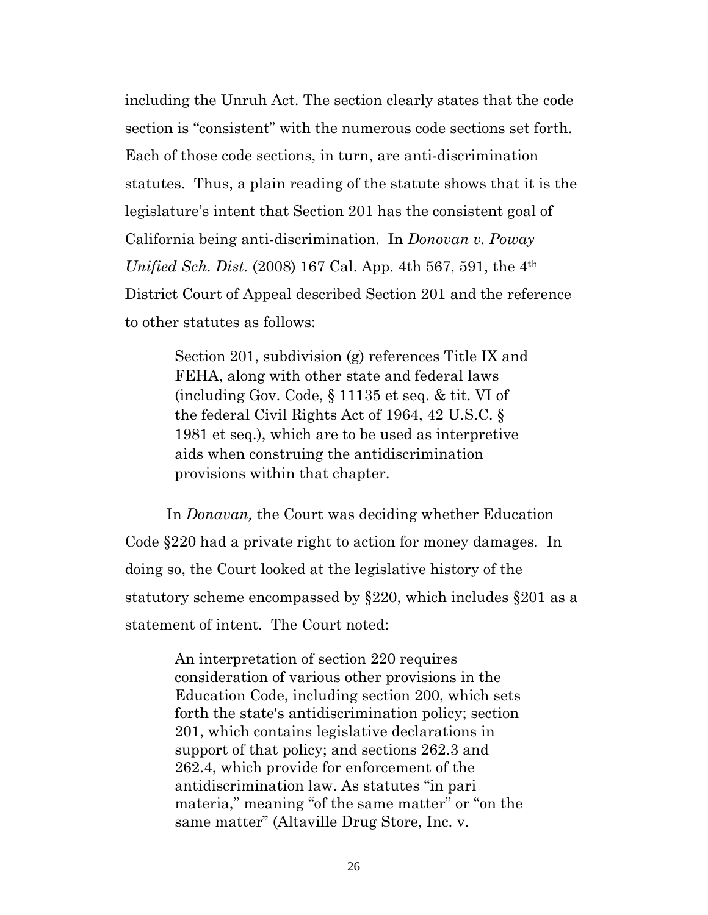including the Unruh Act. The section clearly states that the code section is "consistent" with the numerous code sections set forth. Each of those code sections, in turn, are anti-discrimination statutes. Thus, a plain reading of the statute shows that it is the legislature's intent that Section 201 has the consistent goal of California being anti-discrimination. In *Donovan v. Poway Unified Sch. Dist.* (2008) 167 Cal. App. 4th 567, 591, the 4th District Court of Appeal described Section 201 and the reference to other statutes as follows:

> Section 201, subdivision (g) references Title IX and FEHA, along with other state and federal laws (including Gov. Code, § 11135 et seq. & tit. VI of the federal Civil Rights Act of 1964, 42 U.S.C. § 1981 et seq.), which are to be used as interpretive aids when construing the antidiscrimination provisions within that chapter.

In *Donavan,* the Court was deciding whether Education Code §220 had a private right to action for money damages. In doing so, the Court looked at the legislative history of the statutory scheme encompassed by §220, which includes §201 as a statement of intent. The Court noted:

> An interpretation of section 220 requires consideration of various other provisions in the Education Code, including section 200, which sets forth the state's antidiscrimination policy; section 201, which contains legislative declarations in support of that policy; and sections 262.3 and 262.4, which provide for enforcement of the antidiscrimination law. As statutes "in pari materia," meaning "of the same matter" or "on the same matter" (Altaville Drug Store, Inc. v.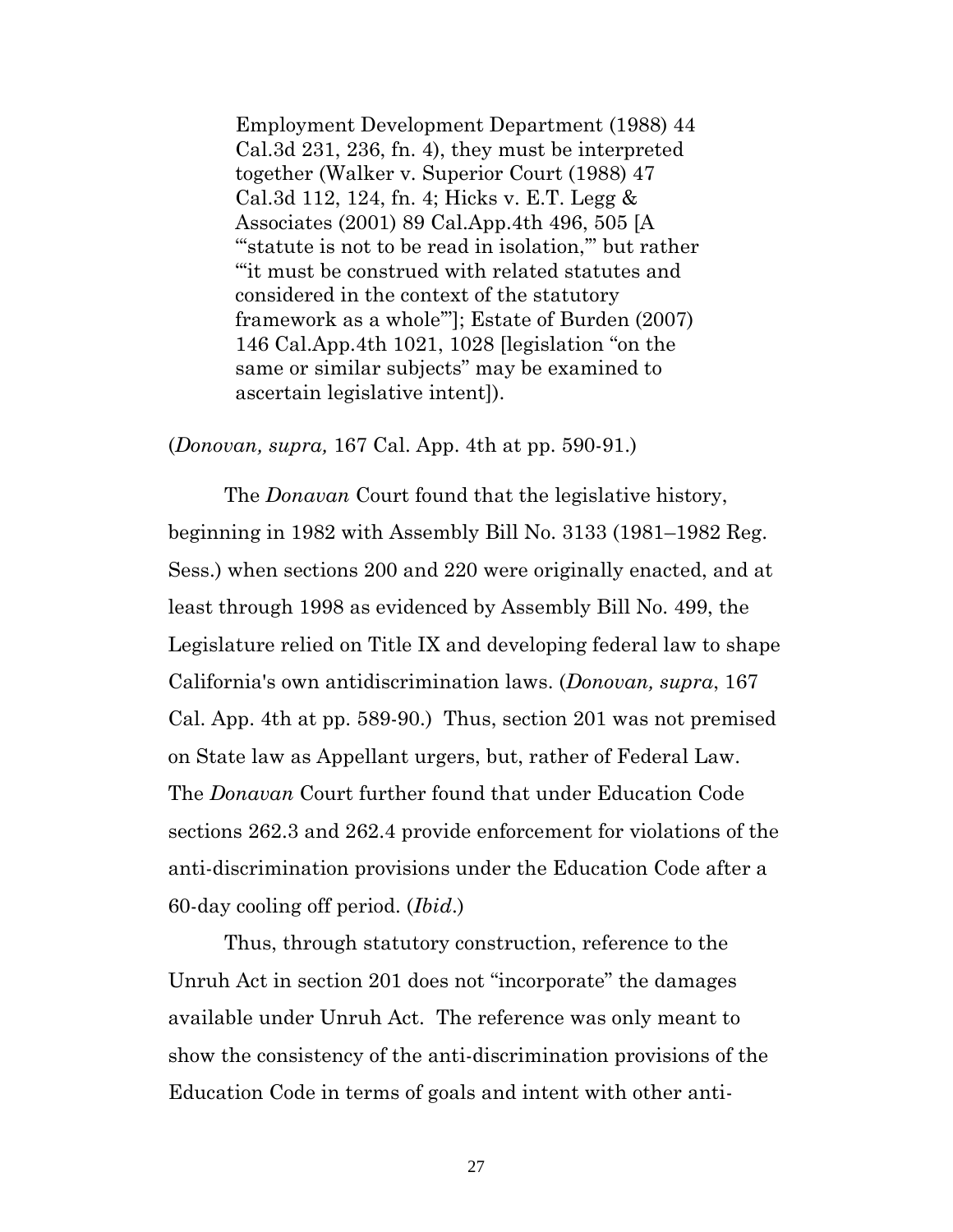> Employment Development Department (1988) 44 Cal.3d 231, 236, fn. 4), they must be interpreted together (Walker v. Superior Court (1988) 47 Cal.3d 112, 124, fn. 4; Hicks v. E.T. Legg & Associates (2001) 89 Cal.App.4th 496, 505 [A "'statute is not to be read in isolation,'" but rather "'it must be construed with related statutes and considered in the context of the statutory framework as a whole'"]; Estate of Burden (2007) 146 Cal.App.4th 1021, 1028 [legislation "on the same or similar subjects" may be examined to ascertain legislative intent]).

(*Donovan, supra,* 167 Cal. App. 4th at pp. 590-91.)

The *Donavan* Court found that the legislative history, beginning in 1982 with Assembly Bill No. 3133 (1981–1982 Reg. Sess.) when sections 200 and 220 were originally enacted, and at least through 1998 as evidenced by Assembly Bill No. 499, the Legislature relied on Title IX and developing federal law to shape California's own antidiscrimination laws. (*Donovan, supra*, 167 Cal. App. 4th at pp. 589-90.) Thus, section 201 was not premised on State law as Appellant urgers, but, rather of Federal Law. The *Donavan* Court further found that under Education Code sections 262.3 and 262.4 provide enforcement for violations of the anti-discrimination provisions under the Education Code after a 60-day cooling off period. (*Ibid*.)

Thus, through statutory construction, reference to the Unruh Act in section 201 does not "incorporate" the damages available under Unruh Act. The reference was only meant to show the consistency of the anti-discrimination provisions of the Education Code in terms of goals and intent with other anti-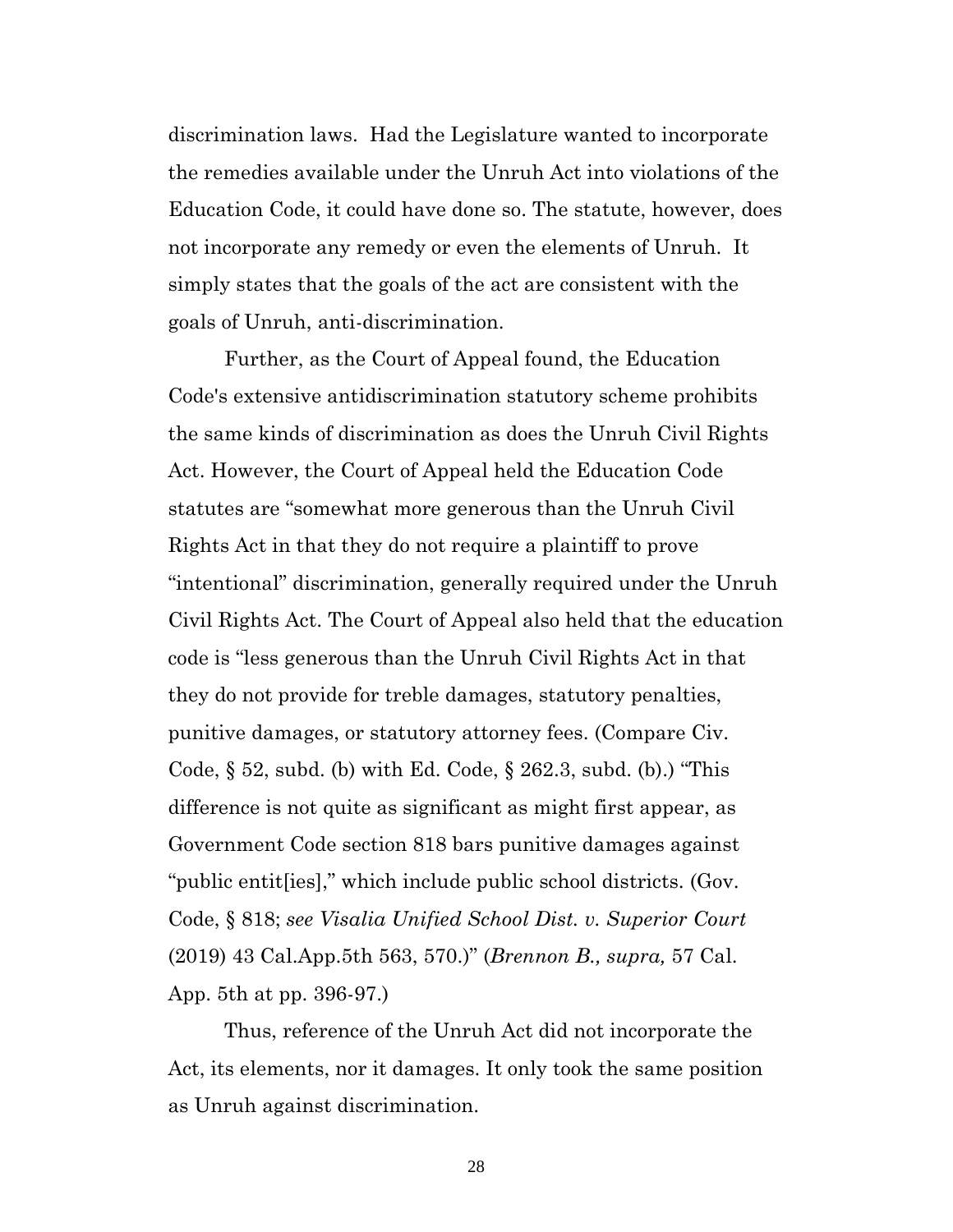discrimination laws. Had the Legislature wanted to incorporate the remedies available under the Unruh Act into violations of the Education Code, it could have done so. The statute, however, does not incorporate any remedy or even the elements of Unruh. It simply states that the goals of the act are consistent with the goals of Unruh, anti-discrimination.

Further, as the Court of Appeal found, the Education Code's extensive antidiscrimination statutory scheme prohibits the same kinds of discrimination as does the Unruh Civil Rights Act. However, the Court of Appeal held the Education Code statutes are "somewhat more generous than the Unruh Civil Rights Act in that they do not require a plaintiff to prove "intentional" discrimination, generally required under the Unruh Civil Rights Act. The Court of Appeal also held that the education code is "less generous than the Unruh Civil Rights Act in that they do not provide for treble damages, statutory penalties, punitive damages, or statutory attorney fees. (Compare Civ. Code, § 52, subd. (b) with Ed. Code, § 262.3, subd. (b).) "This difference is not quite as significant as might first appear, as Government Code section 818 bars punitive damages against "public entit[ies]," which include public school districts. (Gov. Code, § 818; *see Visalia Unified School Dist. v. Superior Court* (2019) 43 Cal.App.5th 563, 570.)" (*Brennon B., supra,* 57 Cal. App. 5th at pp. 396-97.)

Thus, reference of the Unruh Act did not incorporate the Act, its elements, nor it damages. It only took the same position as Unruh against discrimination.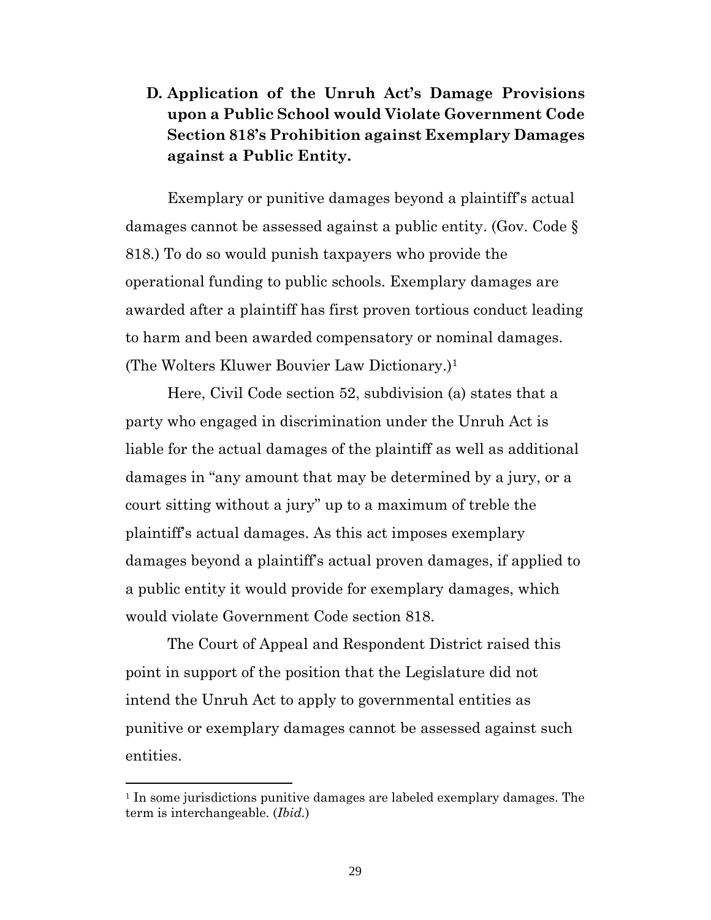### D. Application of the Unruh Act's Damage Provisions upon a Public School would Violate Government Code Section 818's Prohibition against Exemplary Damages against a Public Entity.

Exemplary or punitive damages beyond a plaintiff's actual damages cannot be assessed against a public entity. (Gov. Code § 818.) To do so would punish taxpayers who provide the operational funding to public schools. Exemplary damages are awarded after a plaintiff has first proven tortious conduct leading to harm and been awarded compensatory or nominal damages. (The Wolters Kluwer Bouvier Law Dictionary.)[1]

Here, Civil Code section 52, subdivision (a) states that a party who engaged in discrimination under the Unruh Act is liable for the actual damages of the plaintiff as well as additional damages in "any amount that may be determined by a jury, or a court sitting without a jury" up to a maximum of treble the plaintiff's actual damages. As this act imposes exemplary damages beyond a plaintiff's actual proven damages, if applied to a public entity it would provide for exemplary damages, which would violate Government Code section 818.

The Court of Appeal and Respondent District raised this point in support of the position that the Legislature did not intend the Unruh Act to apply to governmental entities as punitive or exemplary damages cannot be assessed against such entities.

---

[1] In some jurisdictions punitive damages are labeled exemplary damages. The term is interchangeable. (*Ibid.*)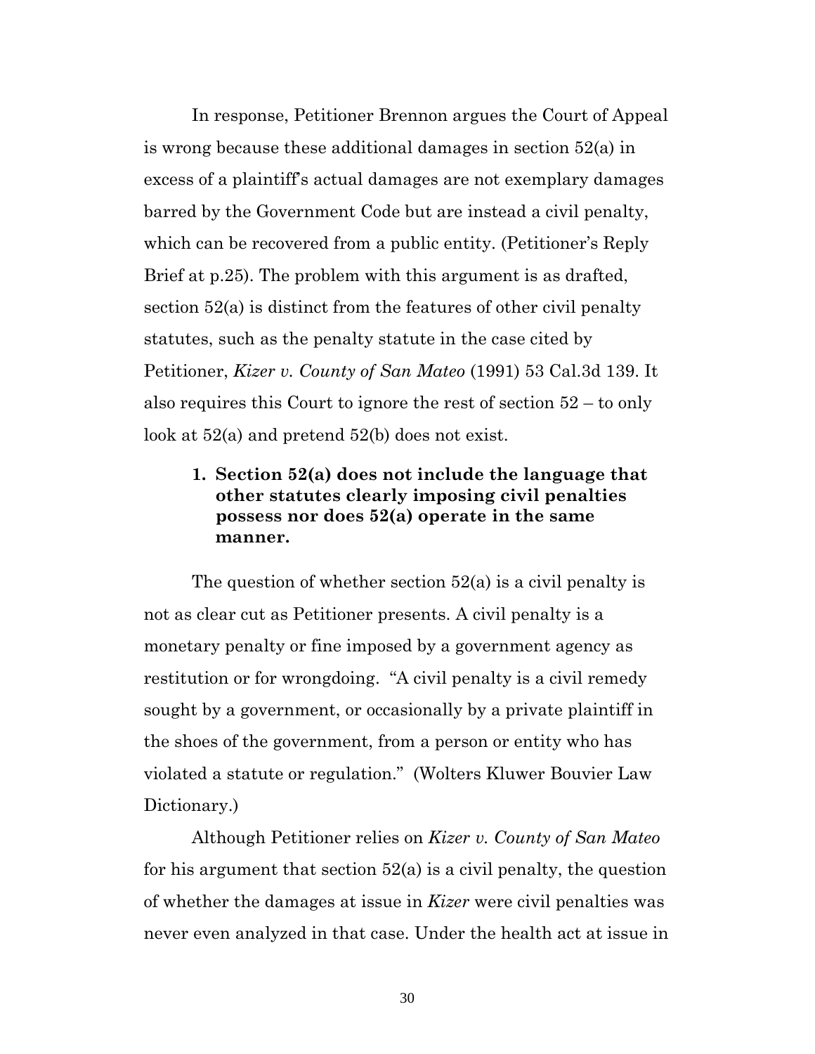In response, Petitioner Brennon argues the Court of Appeal is wrong because these additional damages in section 52(a) in excess of a plaintiff's actual damages are not exemplary damages barred by the Government Code but are instead a civil penalty, which can be recovered from a public entity. (Petitioner's Reply Brief at p.25). The problem with this argument is as drafted, section 52(a) is distinct from the features of other civil penalty statutes, such as the penalty statute in the case cited by Petitioner, *Kizer v. County of San Mateo* (1991) 53 Cal.3d 139. It also requires this Court to ignore the rest of section 52 – to only look at 52(a) and pretend 52(b) does not exist.

1. **Section 52(a) does not include the language that other statutes clearly imposing civil penalties possess nor does 52(a) operate in the same manner.**

The question of whether section 52(a) is a civil penalty is not as clear cut as Petitioner presents. A civil penalty is a monetary penalty or fine imposed by a government agency as restitution or for wrongdoing. "A civil penalty is a civil remedy sought by a government, or occasionally by a private plaintiff in the shoes of the government, from a person or entity who has violated a statute or regulation." (Wolters Kluwer Bouvier Law Dictionary.)

Although Petitioner relies on *Kizer v. County of San Mateo* for his argument that section 52(a) is a civil penalty, the question of whether the damages at issue in *Kizer* were civil penalties was never even analyzed in that case. Under the health act at issue in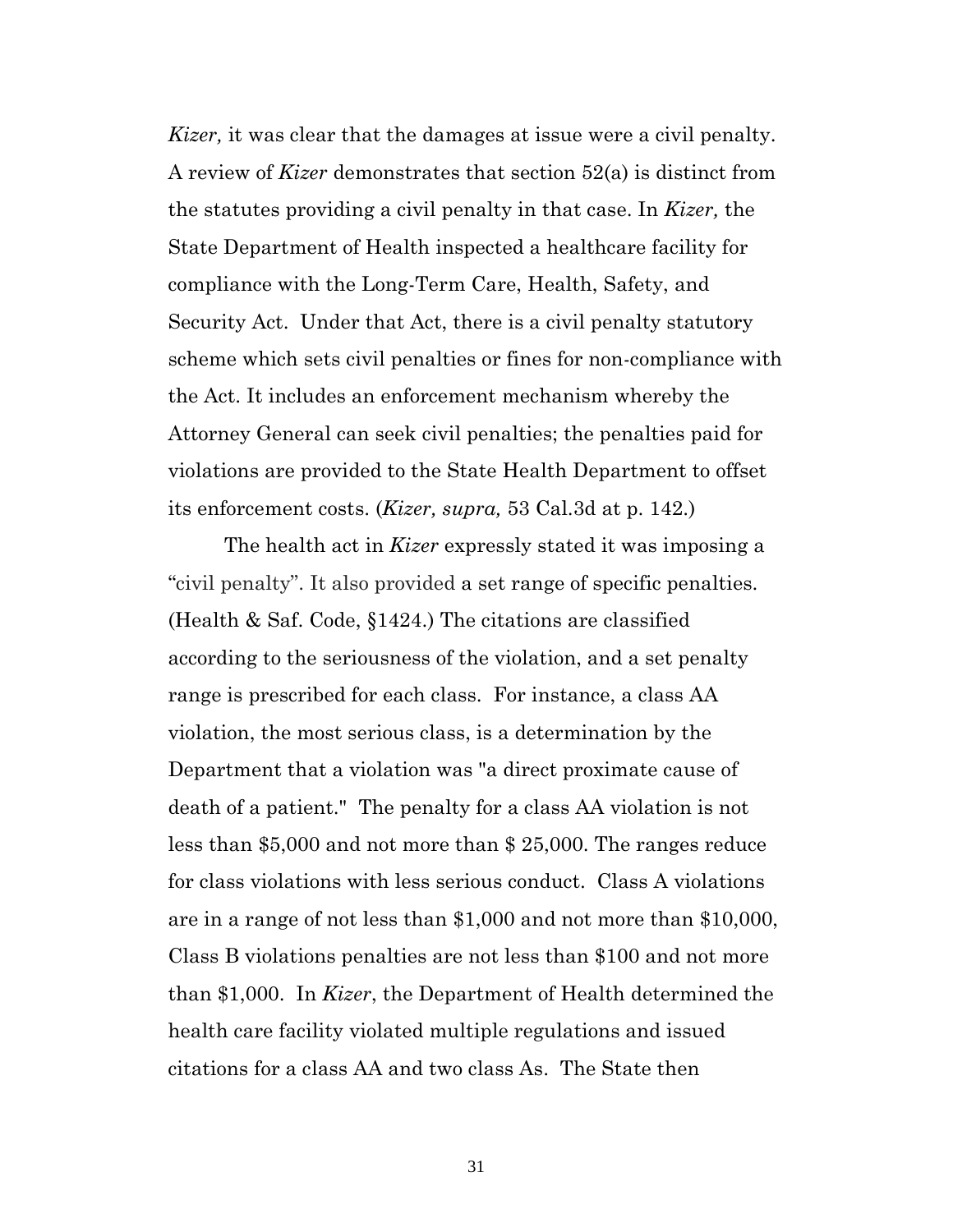*Kizer,* it was clear that the damages at issue were a civil penalty. A review of *Kizer* demonstrates that section 52(a) is distinct from the statutes providing a civil penalty in that case. In *Kizer,* the State Department of Health inspected a healthcare facility for compliance with the Long-Term Care, Health, Safety, and Security Act. Under that Act, there is a civil penalty statutory scheme which sets civil penalties or fines for non-compliance with the Act. It includes an enforcement mechanism whereby the Attorney General can seek civil penalties; the penalties paid for violations are provided to the State Health Department to offset its enforcement costs. (*Kizer, supra,* 53 Cal.3d at p. 142.)

The health act in *Kizer* expressly stated it was imposing a "civil penalty". It also provided a set range of specific penalties. (Health & Saf. Code, §1424.) The citations are classified according to the seriousness of the violation, and a set penalty range is prescribed for each class. For instance, a class AA violation, the most serious class, is a determination by the Department that a violation was "a direct proximate cause of death of a patient." The penalty for a class AA violation is not less than $5,000 and not more than $ 25,000. The ranges reduce for class violations with less serious conduct. Class A violations are in a range of not less than $1,000 and not more than $10,000, Class B violations penalties are not less than $100 and not more than $1,000. In *Kizer*, the Department of Health determined the health care facility violated multiple regulations and issued citations for a class AA and two class As. The State then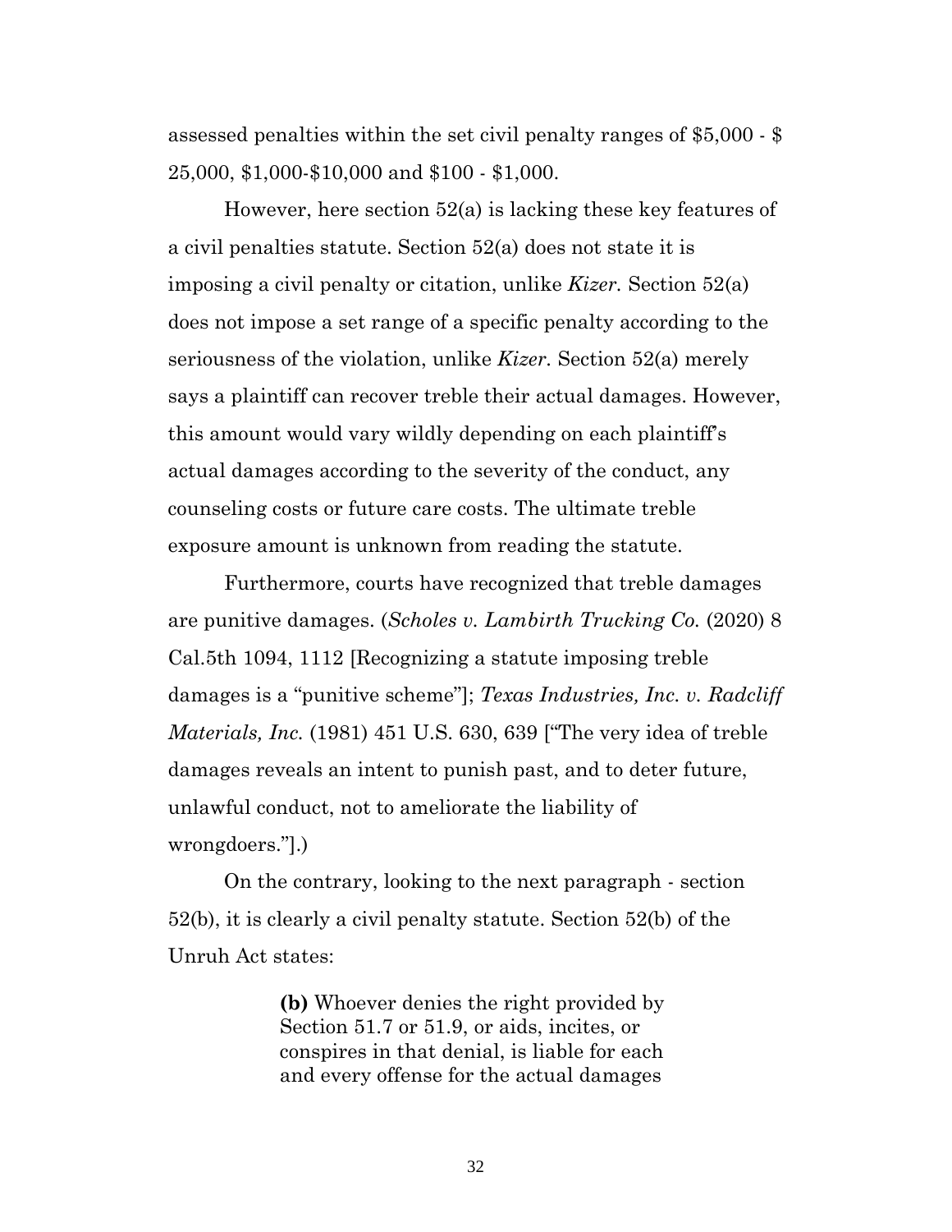assessed penalties within the set civil penalty ranges of $5,000 - $ 25,000, $1,000-$10,000 and $100 - $1,000.

However, here section 52(a) is lacking these key features of a civil penalties statute. Section 52(a) does not state it is imposing a civil penalty or citation, unlike *Kizer.* Section 52(a) does not impose a set range of a specific penalty according to the seriousness of the violation, unlike *Kizer.* Section 52(a) merely says a plaintiff can recover treble their actual damages. However, this amount would vary wildly depending on each plaintiff's actual damages according to the severity of the conduct, any counseling costs or future care costs. The ultimate treble exposure amount is unknown from reading the statute.

Furthermore, courts have recognized that treble damages are punitive damages. (*Scholes v. Lambirth Trucking Co.* (2020) 8 Cal.5th 1094, 1112 [Recognizing a statute imposing treble damages is a "punitive scheme"]; *Texas Industries, Inc. v. Radcliff Materials, Inc.* (1981) 451 U.S. 630, 639 ["The very idea of treble damages reveals an intent to punish past, and to deter future, unlawful conduct, not to ameliorate the liability of wrongdoers."].)

On the contrary, looking to the next paragraph - section 52(b), it is clearly a civil penalty statute. Section 52(b) of the Unruh Act states:

> **(b)** Whoever denies the right provided by Section 51.7 or 51.9, or aids, incites, or conspires in that denial, is liable for each and every offense for the actual damages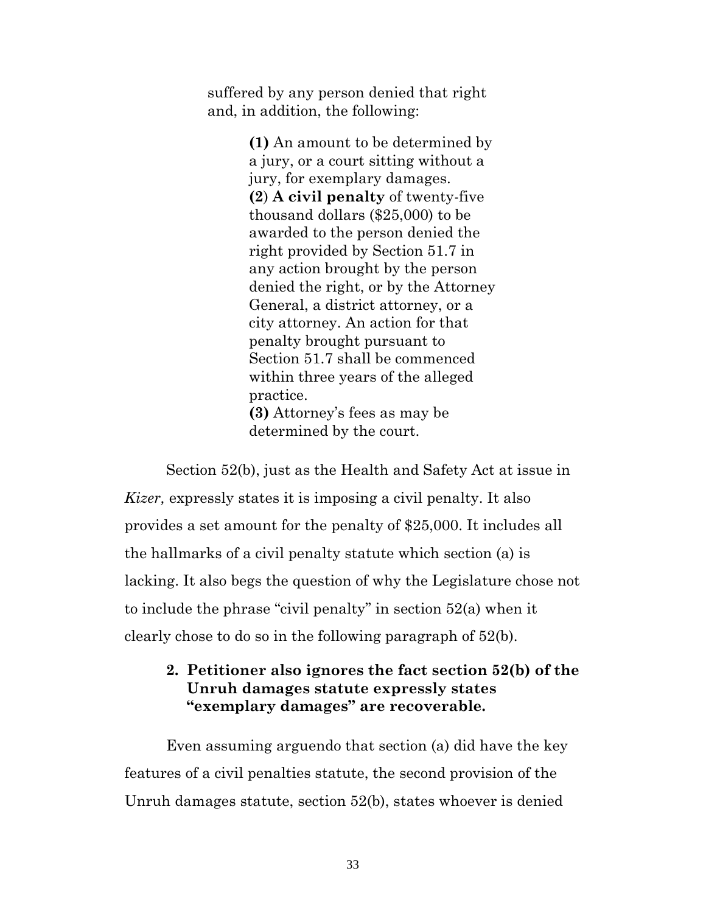> suffered by any person denied that right and, in addition, the following:
>
> > **(1)** An amount to be determined by a jury, or a court sitting without a jury, for exemplary damages.
> > **(2)** **A civil penalty** of twenty-five thousand dollars ($25,000) to be awarded to the person denied the right provided by Section 51.7 in any action brought by the person denied the right, or by the Attorney General, a district attorney, or a city attorney. An action for that penalty brought pursuant to Section 51.7 shall be commenced within three years of the alleged practice.
> > **(3)** Attorney's fees as may be determined by the court.

Section 52(b), just as the Health and Safety Act at issue in *Kizer,* expressly states it is imposing a civil penalty. It also provides a set amount for the penalty of $25,000. It includes all the hallmarks of a civil penalty statute which section (a) is lacking. It also begs the question of why the Legislature chose not to include the phrase "civil penalty" in section 52(a) when it clearly chose to do so in the following paragraph of 52(b).

**2. Petitioner also ignores the fact section 52(b) of the Unruh damages statute expressly states "exemplary damages" are recoverable.**

Even assuming arguendo that section (a) did have the key features of a civil penalties statute, the second provision of the Unruh damages statute, section 52(b), states whoever is denied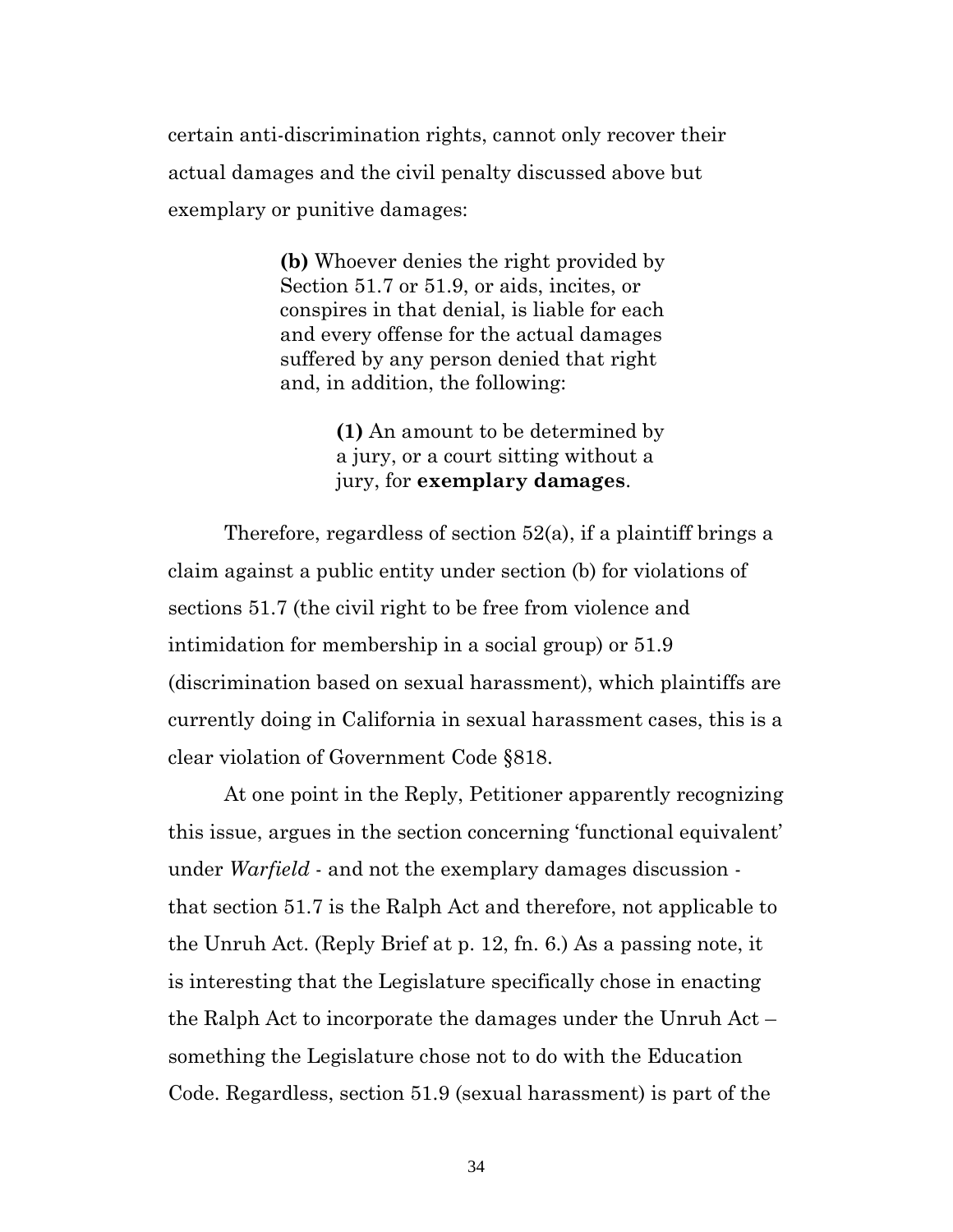certain anti-discrimination rights, cannot only recover their actual damages and the civil penalty discussed above but exemplary or punitive damages:

> **(b)** Whoever denies the right provided by Section 51.7 or 51.9, or aids, incites, or conspires in that denial, is liable for each and every offense for the actual damages suffered by any person denied that right and, in addition, the following:
>
> > **(1)** An amount to be determined by a jury, or a court sitting without a jury, for **exemplary damages**.

Therefore, regardless of section 52(a), if a plaintiff brings a claim against a public entity under section (b) for violations of sections 51.7 (the civil right to be free from violence and intimidation for membership in a social group) or 51.9 (discrimination based on sexual harassment), which plaintiffs are currently doing in California in sexual harassment cases, this is a clear violation of Government Code §818.

At one point in the Reply, Petitioner apparently recognizing this issue, argues in the section concerning 'functional equivalent' under *Warfield* - and not the exemplary damages discussion - that section 51.7 is the Ralph Act and therefore, not applicable to the Unruh Act. (Reply Brief at p. 12, fn. 6.) As a passing note, it is interesting that the Legislature specifically chose in enacting the Ralph Act to incorporate the damages under the Unruh Act – something the Legislature chose not to do with the Education Code. Regardless, section 51.9 (sexual harassment) is part of the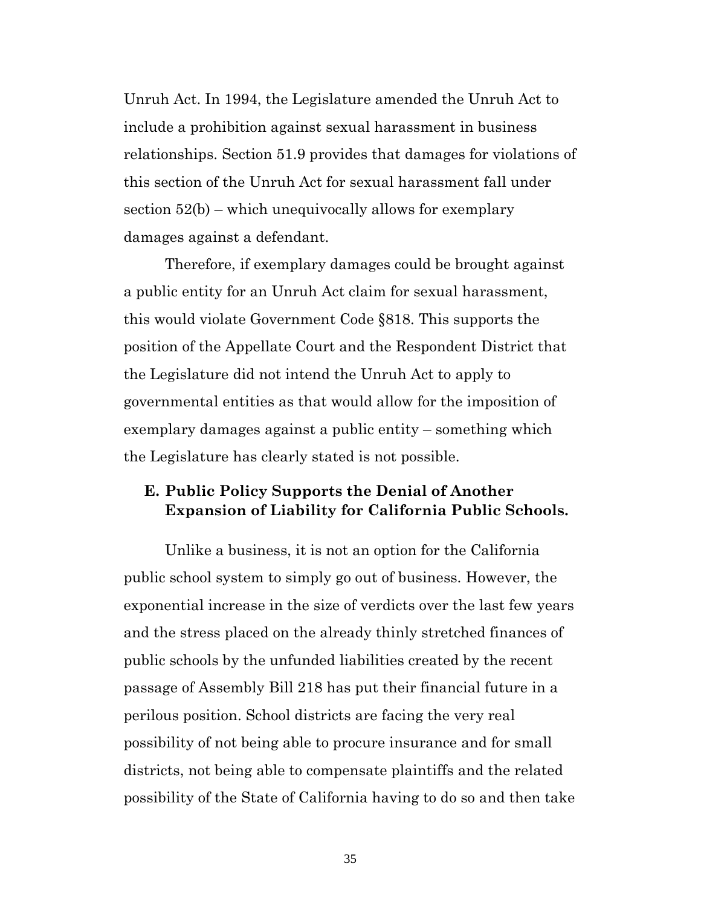Unruh Act. In 1994, the Legislature amended the Unruh Act to include a prohibition against sexual harassment in business relationships. Section 51.9 provides that damages for violations of this section of the Unruh Act for sexual harassment fall under section 52(b) – which unequivocally allows for exemplary damages against a defendant.

Therefore, if exemplary damages could be brought against a public entity for an Unruh Act claim for sexual harassment, this would violate Government Code §818. This supports the position of the Appellate Court and the Respondent District that the Legislature did not intend the Unruh Act to apply to governmental entities as that would allow for the imposition of exemplary damages against a public entity – something which the Legislature has clearly stated is not possible.

### E. Public Policy Supports the Denial of Another Expansion of Liability for California Public Schools.

Unlike a business, it is not an option for the California public school system to simply go out of business. However, the exponential increase in the size of verdicts over the last few years and the stress placed on the already thinly stretched finances of public schools by the unfunded liabilities created by the recent passage of Assembly Bill 218 has put their financial future in a perilous position. School districts are facing the very real possibility of not being able to procure insurance and for small districts, not being able to compensate plaintiffs and the related possibility of the State of California having to do so and then take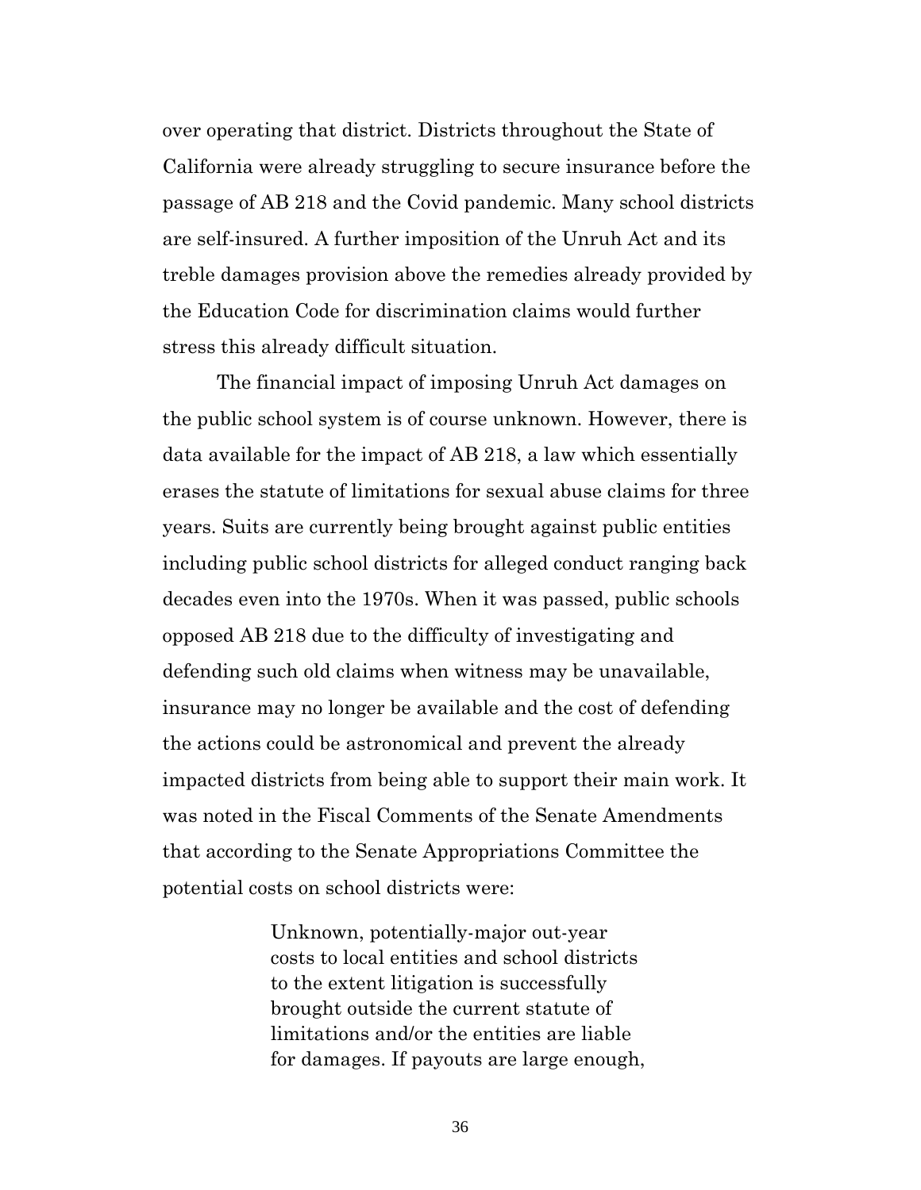over operating that district. Districts throughout the State of California were already struggling to secure insurance before the passage of AB 218 and the Covid pandemic. Many school districts are self-insured. A further imposition of the Unruh Act and its treble damages provision above the remedies already provided by the Education Code for discrimination claims would further stress this already difficult situation.

The financial impact of imposing Unruh Act damages on the public school system is of course unknown. However, there is data available for the impact of AB 218, a law which essentially erases the statute of limitations for sexual abuse claims for three years. Suits are currently being brought against public entities including public school districts for alleged conduct ranging back decades even into the 1970s. When it was passed, public schools opposed AB 218 due to the difficulty of investigating and defending such old claims when witness may be unavailable, insurance may no longer be available and the cost of defending the actions could be astronomical and prevent the already impacted districts from being able to support their main work. It was noted in the Fiscal Comments of the Senate Amendments that according to the Senate Appropriations Committee the potential costs on school districts were:

> Unknown, potentially-major out-year costs to local entities and school districts to the extent litigation is successfully brought outside the current statute of limitations and/or the entities are liable for damages. If payouts are large enough,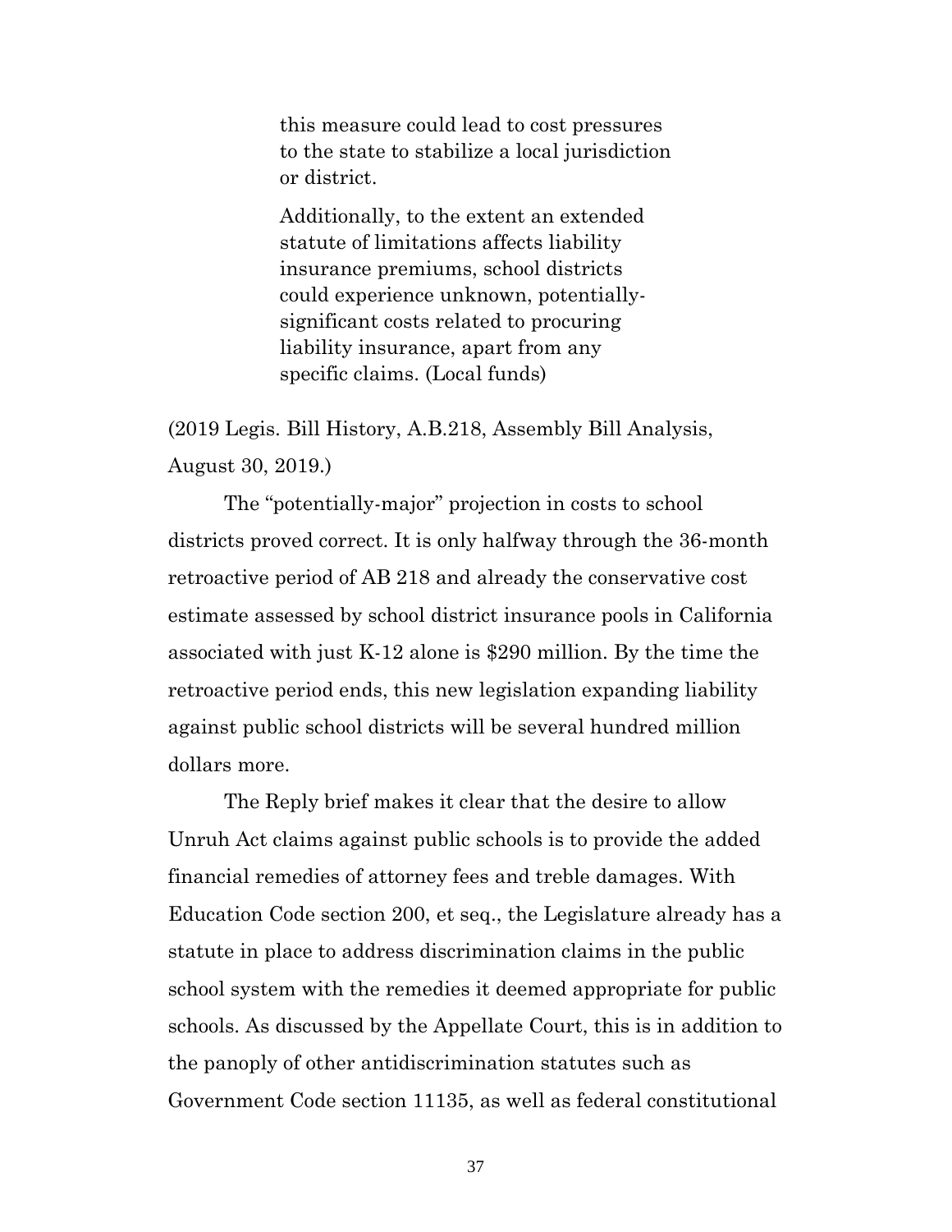> this measure could lead to cost pressures to the state to stabilize a local jurisdiction or district.
>
> Additionally, to the extent an extended statute of limitations affects liability insurance premiums, school districts could experience unknown, potentially-significant costs related to procuring liability insurance, apart from any specific claims. (Local funds)

(2019 Legis. Bill History, A.B.218, Assembly Bill Analysis, August 30, 2019.)

The "potentially-major" projection in costs to school districts proved correct. It is only halfway through the 36-month retroactive period of AB 218 and already the conservative cost estimate assessed by school district insurance pools in California associated with just K-12 alone is $290 million. By the time the retroactive period ends, this new legislation expanding liability against public school districts will be several hundred million dollars more.

The Reply brief makes it clear that the desire to allow Unruh Act claims against public schools is to provide the added financial remedies of attorney fees and treble damages. With Education Code section 200, et seq., the Legislature already has a statute in place to address discrimination claims in the public school system with the remedies it deemed appropriate for public schools. As discussed by the Appellate Court, this is in addition to the panoply of other antidiscrimination statutes such as Government Code section 11135, as well as federal constitutional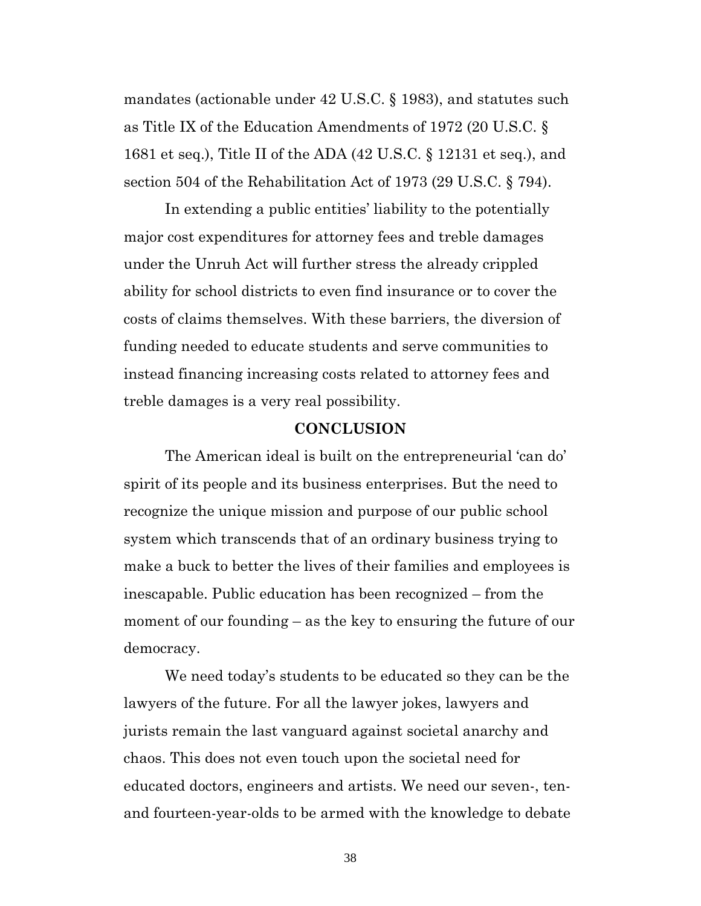mandates (actionable under 42 U.S.C. § 1983), and statutes such as Title IX of the Education Amendments of 1972 (20 U.S.C. § 1681 et seq.), Title II of the ADA (42 U.S.C. § 12131 et seq.), and section 504 of the Rehabilitation Act of 1973 (29 U.S.C. § 794).

In extending a public entities' liability to the potentially major cost expenditures for attorney fees and treble damages under the Unruh Act will further stress the already crippled ability for school districts to even find insurance or to cover the costs of claims themselves. With these barriers, the diversion of funding needed to educate students and serve communities to instead financing increasing costs related to attorney fees and treble damages is a very real possibility.

## CONCLUSION

The American ideal is built on the entrepreneurial 'can do' spirit of its people and its business enterprises. But the need to recognize the unique mission and purpose of our public school system which transcends that of an ordinary business trying to make a buck to better the lives of their families and employees is inescapable. Public education has been recognized – from the moment of our founding – as the key to ensuring the future of our democracy.

We need today's students to be educated so they can be the lawyers of the future. For all the lawyer jokes, lawyers and jurists remain the last vanguard against societal anarchy and chaos. This does not even touch upon the societal need for educated doctors, engineers and artists. We need our seven-, ten- and fourteen-year-olds to be armed with the knowledge to debate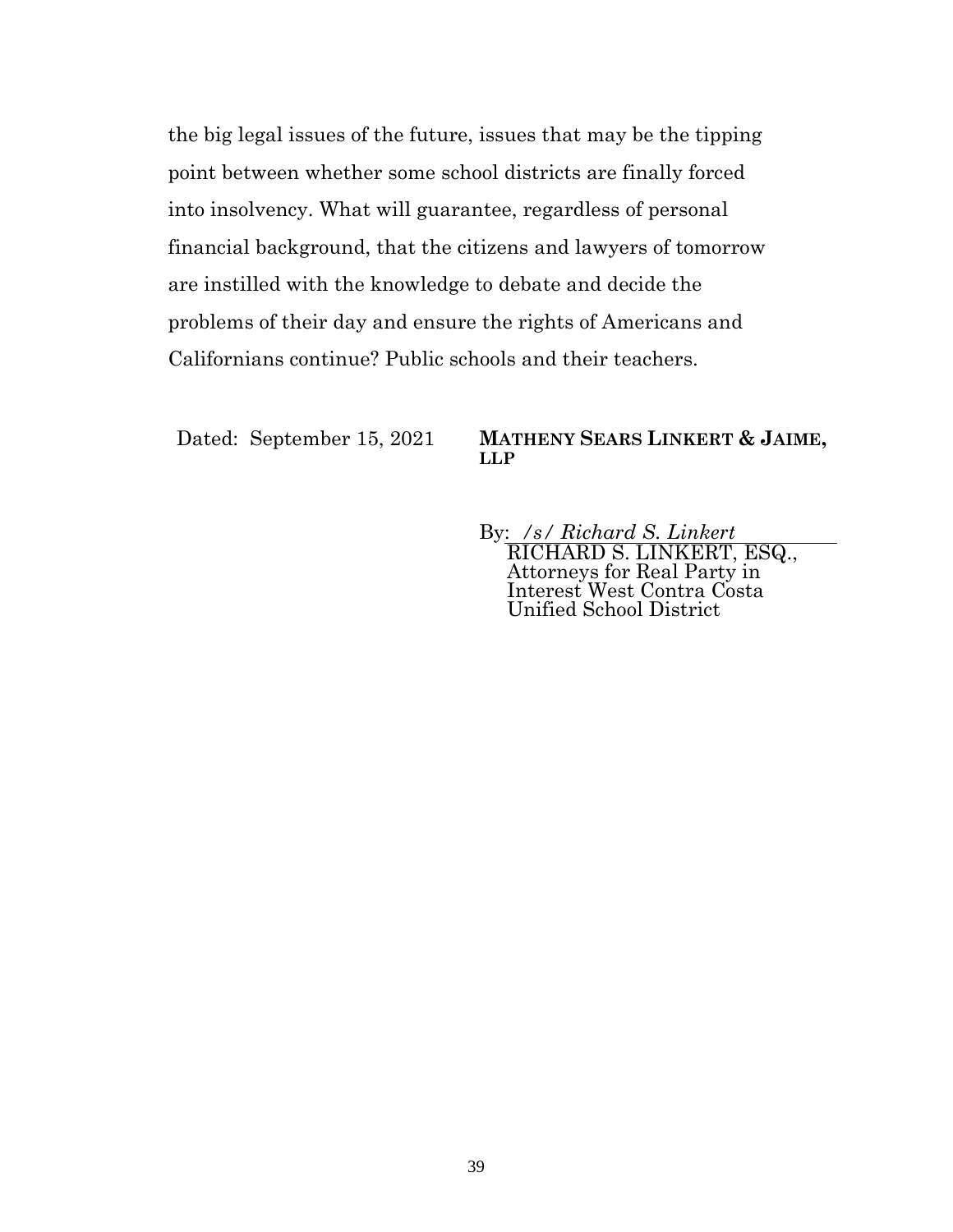the big legal issues of the future, issues that may be the tipping point between whether some school districts are finally forced into insolvency. What will guarantee, regardless of personal financial background, that the citizens and lawyers of tomorrow are instilled with the knowledge to debate and decide the problems of their day and ensure the rights of Americans and Californians continue? Public schools and their teachers.

Dated: September 15, 2021

**MATHENY SEARS LINKERT & JAIME, LLP**

By: */s/ Richard S. Linkert*
RICHARD S. LINKERT, ESQ.,
Attorneys for Real Party in Interest West Contra Costa Unified School District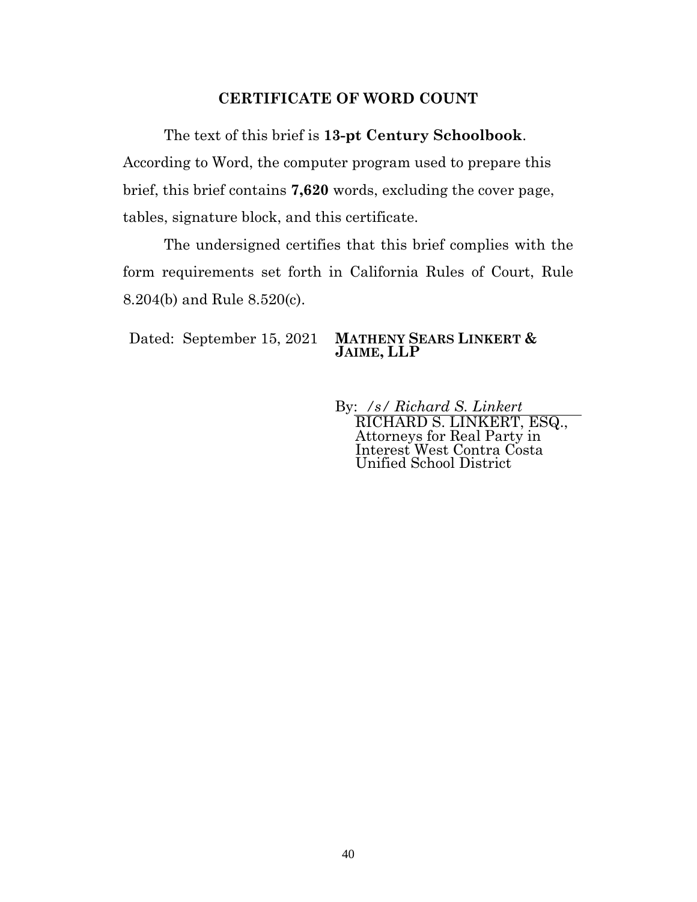## CERTIFICATE OF WORD COUNT

The text of this brief is **13-pt Century Schoolbook**. According to Word, the computer program used to prepare this brief, this brief contains **7,620** words, excluding the cover page, tables, signature block, and this certificate.

The undersigned certifies that this brief complies with the form requirements set forth in California Rules of Court, Rule 8.204(b) and Rule 8.520(c).

Dated: September 15, 2021

**MATHENY SEARS LINKERT & JAIME, LLP**

By: */s/ Richard S. Linkert*
RICHARD S. LINKERT, ESQ.,
Attorneys for Real Party in Interest West Contra Costa Unified School District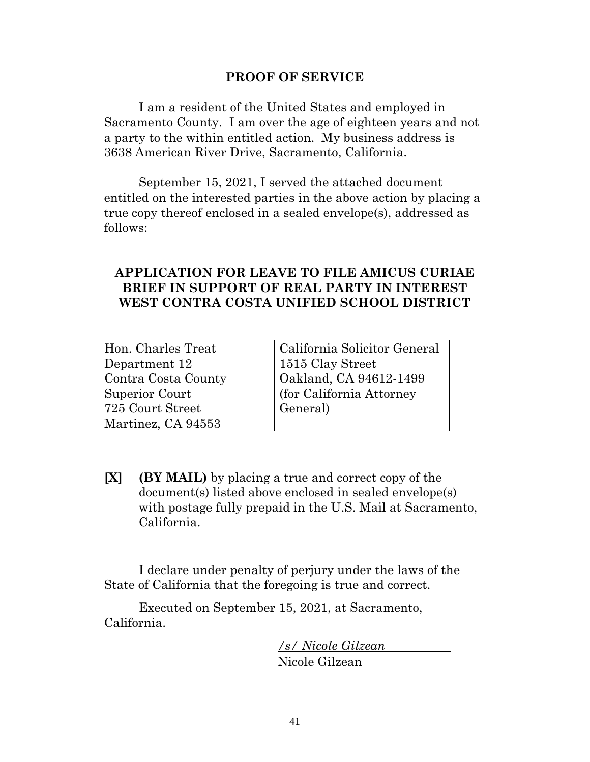# PROOF OF SERVICE

I am a resident of the United States and employed in Sacramento County. I am over the age of eighteen years and not a party to the within entitled action. My business address is 3638 American River Drive, Sacramento, California.

September 15, 2021, I served the attached document entitled on the interested parties in the above action by placing a true copy thereof enclosed in a sealed envelope(s), addressed as follows:

**APPLICATION FOR LEAVE TO FILE AMICUS CURIAE BRIEF IN SUPPORT OF REAL PARTY IN INTEREST WEST CONTRA COSTA UNIFIED SCHOOL DISTRICT**

| | |
|---|---|
| Hon. Charles Treat<br>Department 12<br>Contra Costa County<br>Superior Court<br>725 Court Street<br>Martinez, CA 94553 | California Solicitor General<br>1515 Clay Street<br>Oakland, CA 94612-1499<br>(for California Attorney General) |

**[X] (BY MAIL)** by placing a true and correct copy of the document(s) listed above enclosed in sealed envelope(s) with postage fully prepaid in the U.S. Mail at Sacramento, California.

I declare under penalty of perjury under the laws of the State of California that the foregoing is true and correct.

Executed on September 15, 2021, at Sacramento, California.

*/s/ Nicole Gilzean*
Nicole Gilzean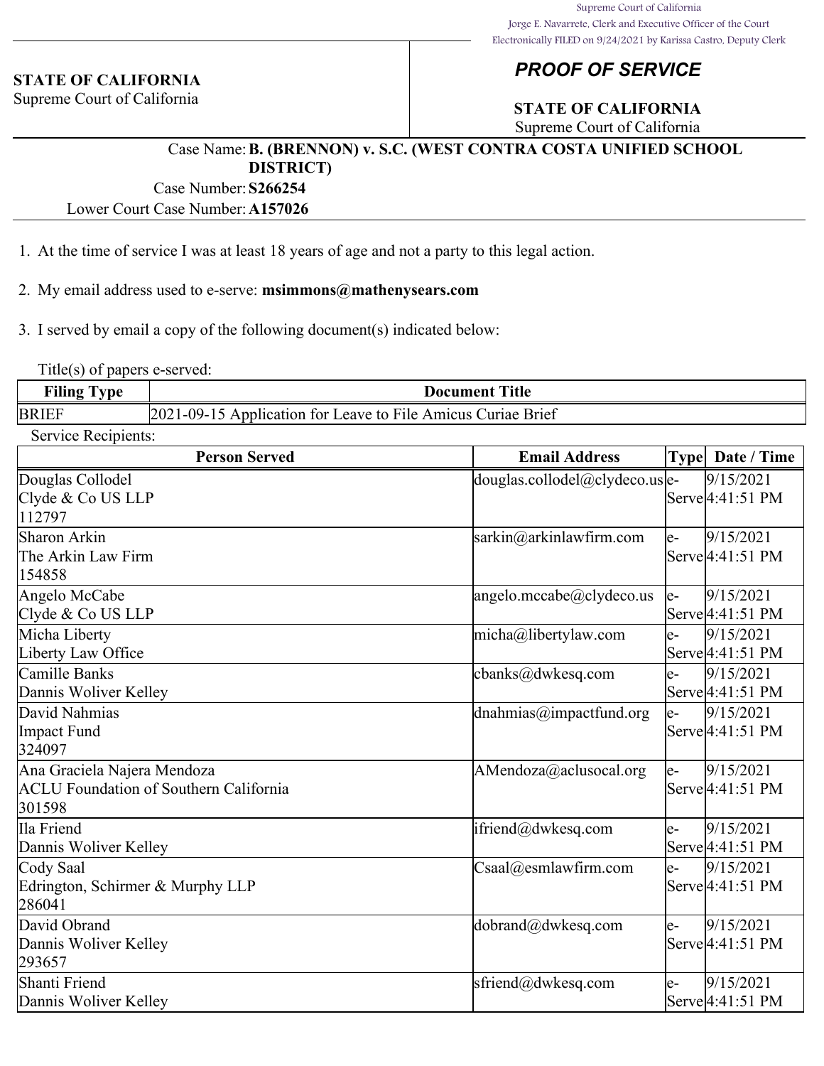Supreme Court of California
Jorge E. Navarrete, Clerk and Executive Officer of the Court
Electronically FILED on 9/24/2021 by Karissa Castro, Deputy Clerk

**STATE OF CALIFORNIA**
Supreme Court of California

## *PROOF OF SERVICE*

**STATE OF CALIFORNIA**
Supreme Court of California

Case Name: **B. (BRENNON) v. S.C. (WEST CONTRA COSTA UNIFIED SCHOOL DISTRICT)**
Case Number: **S266254**
Lower Court Case Number: **A157026**

1. At the time of service I was at least 18 years of age and not a party to this legal action.

2. My email address used to e-serve: **msimmons@mathenysears.com**

3. I served by email a copy of the following document(s) indicated below:

Title(s) of papers e-served:

| Filing Type | Document Title |
|---|---|
| BRIEF | 2021-09-15 Application for Leave to File Amicus Curiae Brief |

Service Recipients:

| Person Served | Email Address | Type | Date / Time |
|---|---|---|---|
| Douglas Collodel<br>Clyde & Co US LLP<br>112797 | douglas.collodel@clydeco.us | e-Serve | 9/15/2021 4:41:51 PM |
| Sharon Arkin<br>The Arkin Law Firm<br>154858 | sarkin@arkinlawfirm.com | e-Serve | 9/15/2021 4:41:51 PM |
| Angelo McCabe<br>Clyde & Co US LLP | angelo.mccabe@clydeco.us | e-Serve | 9/15/2021 4:41:51 PM |
| Micha Liberty<br>Liberty Law Office | micha@libertylaw.com | e-Serve | 9/15/2021 4:41:51 PM |
| Camille Banks<br>Dannis Woliver Kelley | cbanks@dwkesq.com | e-Serve | 9/15/2021 4:41:51 PM |
| David Nahmias<br>Impact Fund<br>324097 | dnahmias@impactfund.org | e-Serve | 9/15/2021 4:41:51 PM |
| Ana Graciela Najera Mendoza<br>ACLU Foundation of Southern California<br>301598 | AMendoza@aclusocal.org | e-Serve | 9/15/2021 4:41:51 PM |
| Ila Friend<br>Dannis Woliver Kelley | ifriend@dwkesq.com | e-Serve | 9/15/2021 4:41:51 PM |
| Cody Saal<br>Edrington, Schirmer & Murphy LLP<br>286041 | Csaal@esmlawfirm.com | e-Serve | 9/15/2021 4:41:51 PM |
| David Obrand<br>Dannis Woliver Kelley<br>293657 | dobrand@dwkesq.com | e-Serve | 9/15/2021 4:41:51 PM |
| Shanti Friend<br>Dannis Woliver Kelley | sfriend@dwkesq.com | e-Serve | 9/15/2021 4:41:51 PM |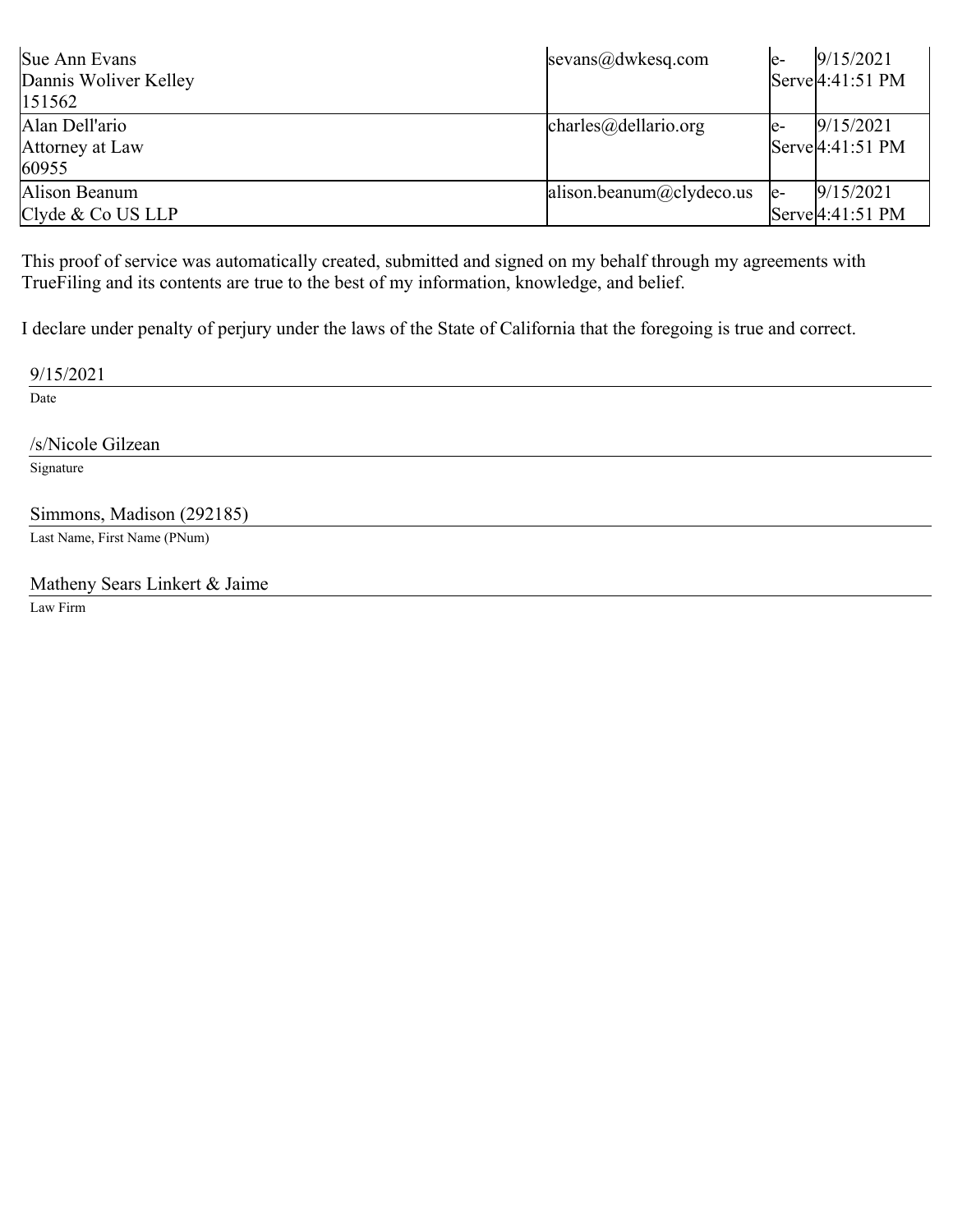| | | | |
|---|---|---|---|
| Sue Ann Evans<br>Dannis Woliver Kelley<br>151562 | sevans@dwkesq.com | e-Serve | 9/15/2021 4:41:51 PM |
| Alan Dell'ario<br>Attorney at Law<br>60955 | charles@dellario.org | e-Serve | 9/15/2021 4:41:51 PM |
| Alison Beanum<br>Clyde & Co US LLP | alison.beanum@clydeco.us | e-Serve | 9/15/2021 4:41:51 PM |

This proof of service was automatically created, submitted and signed on my behalf through my agreements with TrueFiling and its contents are true to the best of my information, knowledge, and belief.

I declare under penalty of perjury under the laws of the State of California that the foregoing is true and correct.

9/15/2021

Date

/s/Nicole Gilzean

Signature

Simmons, Madison (292185)

Last Name, First Name (PNum)

Matheny Sears Linkert & Jaime

Law Firm